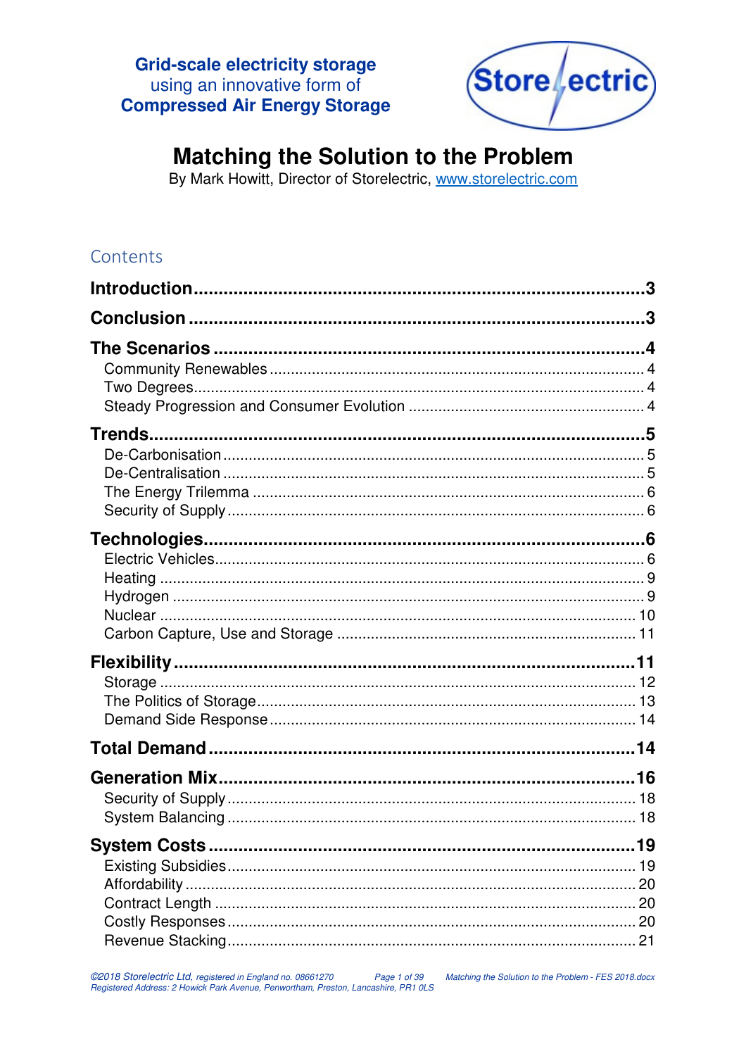**Grid-scale electricity storage**
using an innovative form of
**Compressed Air Energy Storage**

Storelectric

# Matching the Solution to the Problem

By Mark Howitt, Director of Storelectric, www.storelectric.com

## Contents

**Introduction** .......... 3

**Conclusion** .......... 3

**The Scenarios** .......... 4

- Community Renewables .......... 4
- Two Degrees .......... 4
- Steady Progression and Consumer Evolution .......... 4

**Trends** .......... 5

- De-Carbonisation .......... 5
- De-Centralisation .......... 5
- The Energy Trilemma .......... 6
- Security of Supply .......... 6

**Technologies** .......... 6

- Electric Vehicles .......... 6
- Heating .......... 9
- Hydrogen .......... 9
- Nuclear .......... 10
- Carbon Capture, Use and Storage .......... 11

**Flexibility** .......... 11

- Storage .......... 12
- The Politics of Storage .......... 13
- Demand Side Response .......... 14

**Total Demand** .......... 14

**Generation Mix** .......... 16

- Security of Supply .......... 18
- System Balancing .......... 18

**System Costs** .......... 19

- Existing Subsidies .......... 19
- Affordability .......... 20
- Contract Length .......... 20
- Costly Responses .......... 20
- Revenue Stacking .......... 21

*©2018 Storelectric Ltd, registered in England no. 08661270*
*Registered Address: 2 Howick Park Avenue, Penwortham, Preston, Lancashire, PR1 0LS*
*Matching the Solution to the Problem - FES 2018.docx*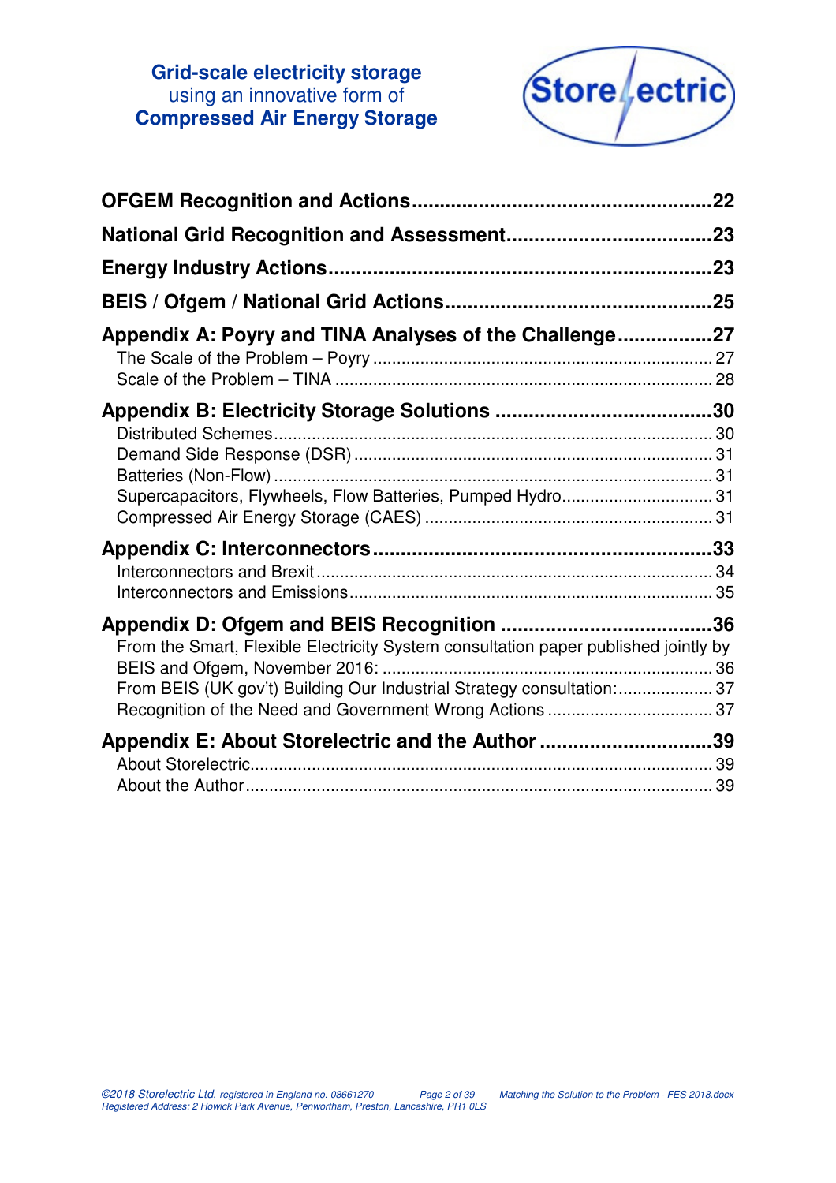Grid-scale electricity storage
using an innovative form of
Compressed Air Energy Storage

**OFGEM Recognition and Actions** ..................................................... **22**

**National Grid Recognition and Assessment** ..................................... **23**

**Energy Industry Actions** ..................................................................... **23**

**BEIS / Ofgem / National Grid Actions** ................................................ **25**

**Appendix A: Poyry and TINA Analyses of the Challenge** ................. **27**
- The Scale of the Problem – Poyry ........................................................ 27
- Scale of the Problem – TINA ................................................................ 28

**Appendix B: Electricity Storage Solutions** ....................................... **30**
- Distributed Schemes ............................................................................ 30
- Demand Side Response (DSR) ............................................................ 31
- Batteries (Non-Flow) ............................................................................ 31
- Supercapacitors, Flywheels, Flow Batteries, Pumped Hydro ................ 31
- Compressed Air Energy Storage (CAES) ............................................. 31

**Appendix C: Interconnectors** ............................................................ **33**
- Interconnectors and Brexit .................................................................... 34
- Interconnectors and Emissions ............................................................. 35

**Appendix D: Ofgem and BEIS Recognition** ...................................... **36**
- From the Smart, Flexible Electricity System consultation paper published jointly by BEIS and Ofgem, November 2016: ..................................................................... 36
- From BEIS (UK gov't) Building Our Industrial Strategy consultation: .................... 37
- Recognition of the Need and Government Wrong Actions ................................... 37

**Appendix E: About Storelectric and the Author** ............................... **39**
- About Storelectric ................................................................................. 39
- About the Author .................................................................................. 39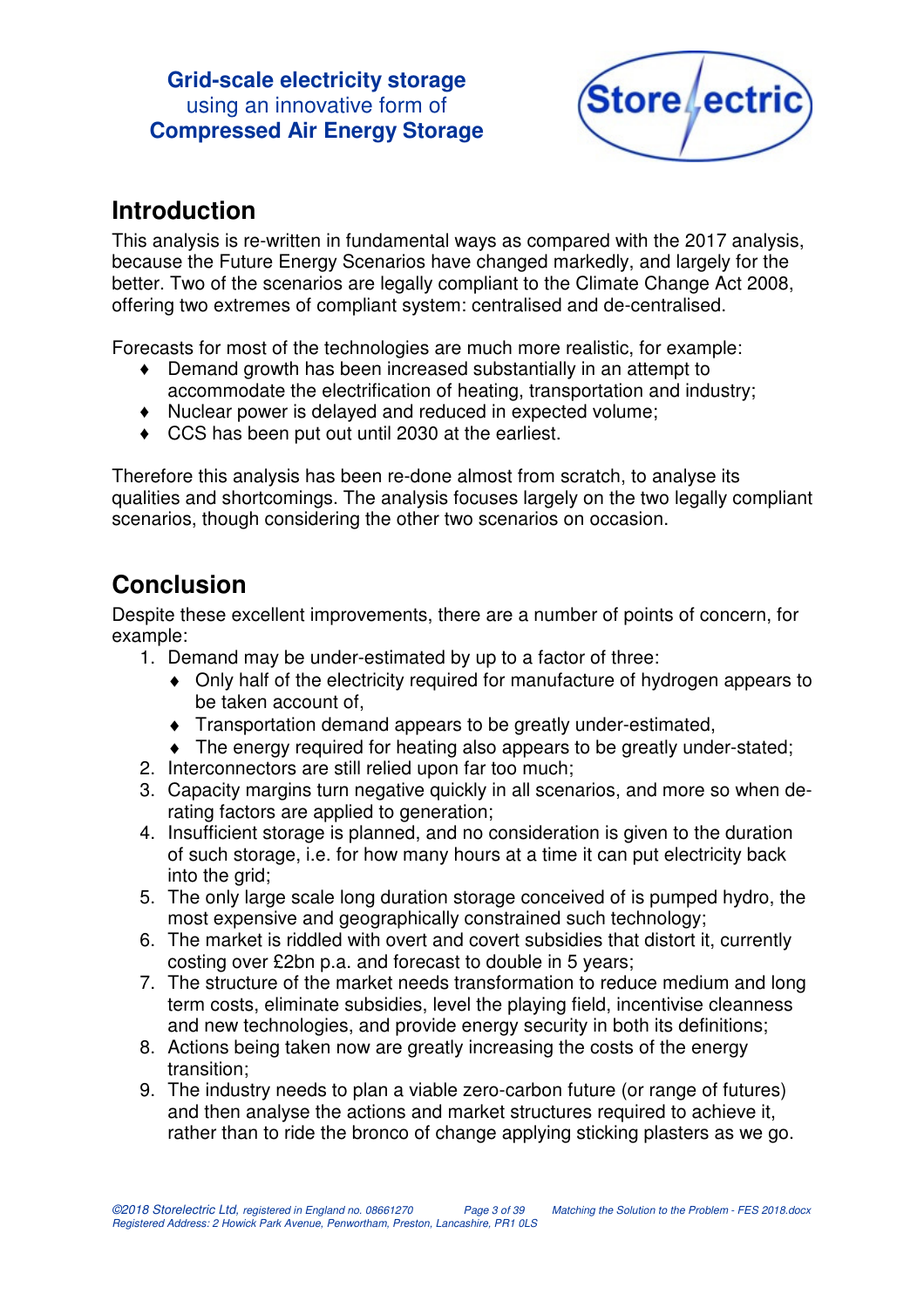**Grid-scale electricity storage**
using an innovative form of
**Compressed Air Energy Storage**

## Introduction

This analysis is re-written in fundamental ways as compared with the 2017 analysis, because the Future Energy Scenarios have changed markedly, and largely for the better. Two of the scenarios are legally compliant to the Climate Change Act 2008, offering two extremes of compliant system: centralised and de-centralised.

Forecasts for most of the technologies are much more realistic, for example:

- Demand growth has been increased substantially in an attempt to accommodate the electrification of heating, transportation and industry;
- Nuclear power is delayed and reduced in expected volume;
- CCS has been put out until 2030 at the earliest.

Therefore this analysis has been re-done almost from scratch, to analyse its qualities and shortcomings. The analysis focuses largely on the two legally compliant scenarios, though considering the other two scenarios on occasion.

## Conclusion

Despite these excellent improvements, there are a number of points of concern, for example:

1. Demand may be under-estimated by up to a factor of three:
   - Only half of the electricity required for manufacture of hydrogen appears to be taken account of,
   - Transportation demand appears to be greatly under-estimated,
   - The energy required for heating also appears to be greatly under-stated;
2. Interconnectors are still relied upon far too much;
3. Capacity margins turn negative quickly in all scenarios, and more so when de-rating factors are applied to generation;
4. Insufficient storage is planned, and no consideration is given to the duration of such storage, i.e. for how many hours at a time it can put electricity back into the grid;
5. The only large scale long duration storage conceived of is pumped hydro, the most expensive and geographically constrained such technology;
6. The market is riddled with overt and covert subsidies that distort it, currently costing over £2bn p.a. and forecast to double in 5 years;
7. The structure of the market needs transformation to reduce medium and long term costs, eliminate subsidies, level the playing field, incentivise cleanness and new technologies, and provide energy security in both its definitions;
8. Actions being taken now are greatly increasing the costs of the energy transition;
9. The industry needs to plan a viable zero-carbon future (or range of futures) and then analyse the actions and market structures required to achieve it, rather than to ride the bronco of change applying sticking plasters as we go.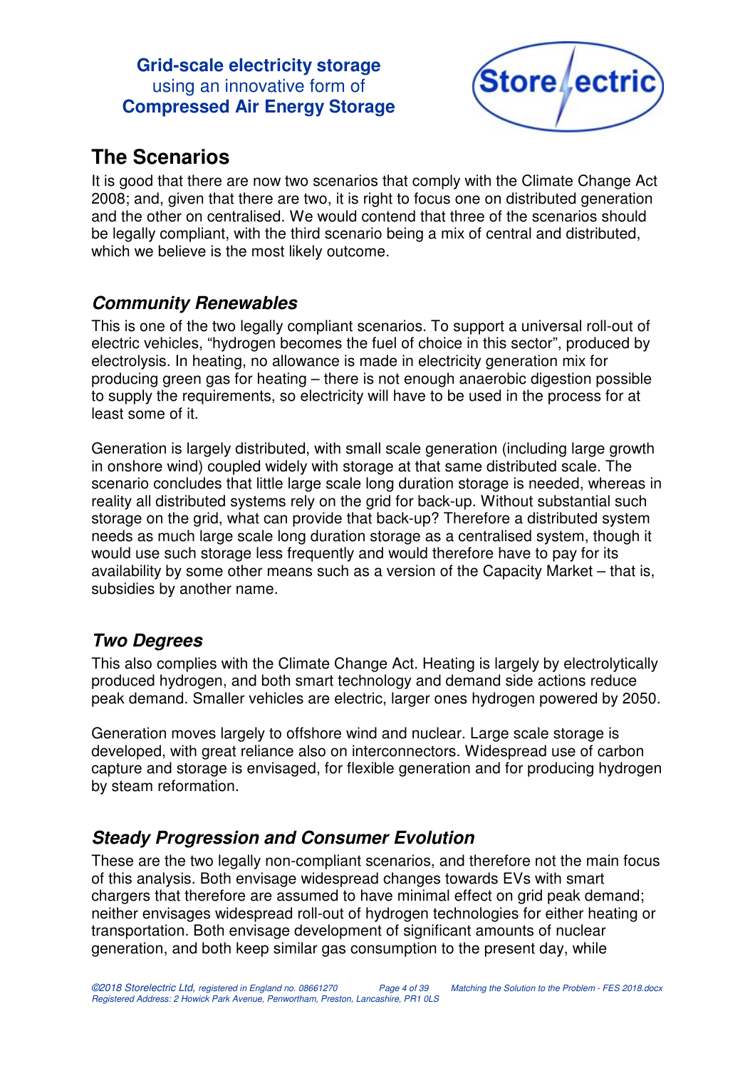## The Scenarios

It is good that there are now two scenarios that comply with the Climate Change Act 2008; and, given that there are two, it is right to focus one on distributed generation and the other on centralised. We would contend that three of the scenarios should be legally compliant, with the third scenario being a mix of central and distributed, which we believe is the most likely outcome.

### *Community Renewables*

This is one of the two legally compliant scenarios. To support a universal roll-out of electric vehicles, "hydrogen becomes the fuel of choice in this sector", produced by electrolysis. In heating, no allowance is made in electricity generation mix for producing green gas for heating – there is not enough anaerobic digestion possible to supply the requirements, so electricity will have to be used in the process for at least some of it.

Generation is largely distributed, with small scale generation (including large growth in onshore wind) coupled widely with storage at that same distributed scale. The scenario concludes that little large scale long duration storage is needed, whereas in reality all distributed systems rely on the grid for back-up. Without substantial such storage on the grid, what can provide that back-up? Therefore a distributed system needs as much large scale long duration storage as a centralised system, though it would use such storage less frequently and would therefore have to pay for its availability by some other means such as a version of the Capacity Market – that is, subsidies by another name.

### *Two Degrees*

This also complies with the Climate Change Act. Heating is largely by electrolytically produced hydrogen, and both smart technology and demand side actions reduce peak demand. Smaller vehicles are electric, larger ones hydrogen powered by 2050.

Generation moves largely to offshore wind and nuclear. Large scale storage is developed, with great reliance also on interconnectors. Widespread use of carbon capture and storage is envisaged, for flexible generation and for producing hydrogen by steam reformation.

### *Steady Progression and Consumer Evolution*

These are the two legally non-compliant scenarios, and therefore not the main focus of this analysis. Both envisage widespread changes towards EVs with smart chargers that therefore are assumed to have minimal effect on grid peak demand; neither envisages widespread roll-out of hydrogen technologies for either heating or transportation. Both envisage development of significant amounts of nuclear generation, and both keep similar gas consumption to the present day, while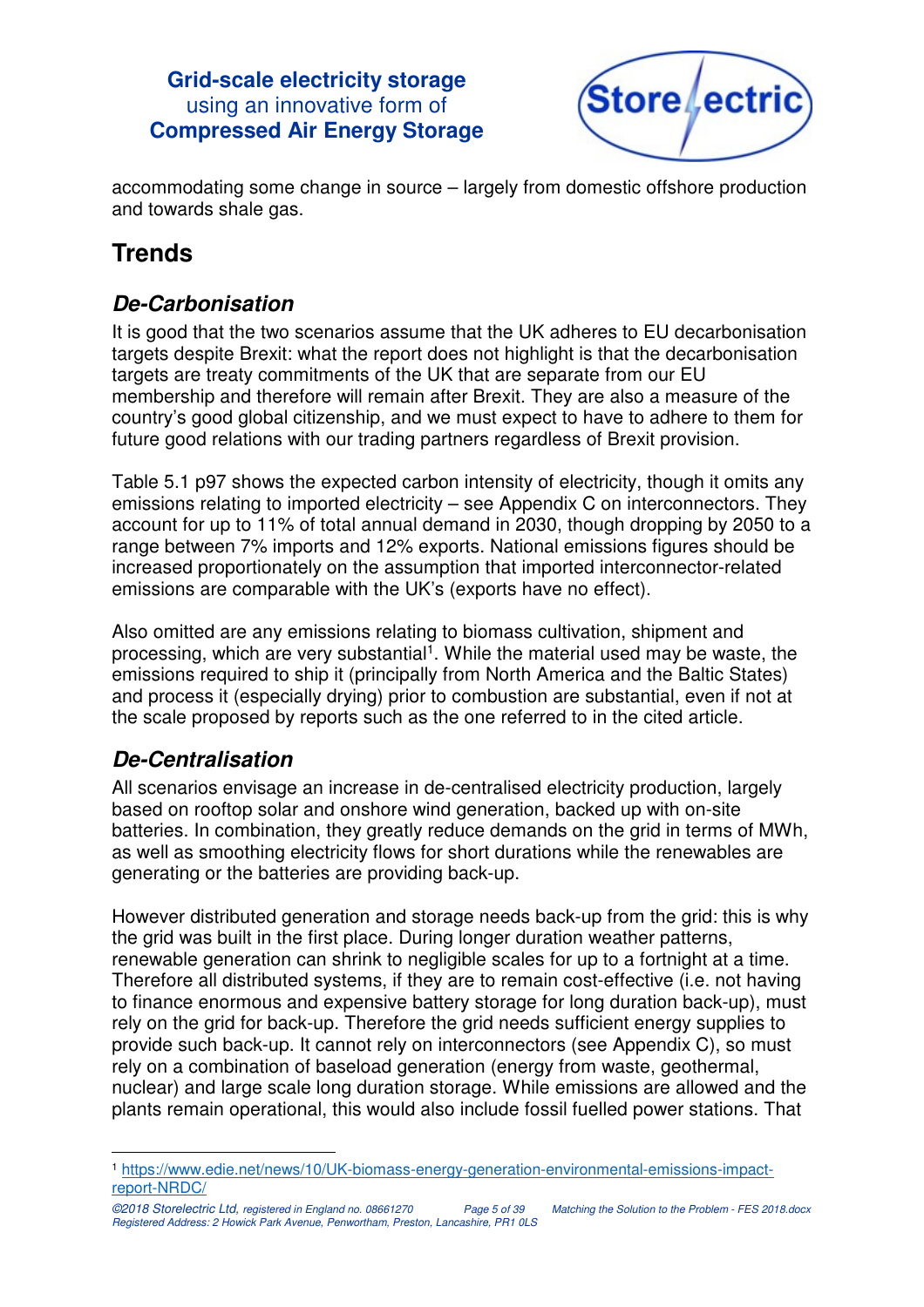accommodating some change in source – largely from domestic offshore production and towards shale gas.

## Trends

### *De-Carbonisation*

It is good that the two scenarios assume that the UK adheres to EU decarbonisation targets despite Brexit: what the report does not highlight is that the decarbonisation targets are treaty commitments of the UK that are separate from our EU membership and therefore will remain after Brexit. They are also a measure of the country's good global citizenship, and we must expect to have to adhere to them for future good relations with our trading partners regardless of Brexit provision.

Table 5.1 p97 shows the expected carbon intensity of electricity, though it omits any emissions relating to imported electricity – see Appendix C on interconnectors. They account for up to 11% of total annual demand in 2030, though dropping by 2050 to a range between 7% imports and 12% exports. National emissions figures should be increased proportionately on the assumption that imported interconnector-related emissions are comparable with the UK's (exports have no effect).

Also omitted are any emissions relating to biomass cultivation, shipment and processing, which are very substantial[1]. While the material used may be waste, the emissions required to ship it (principally from North America and the Baltic States) and process it (especially drying) prior to combustion are substantial, even if not at the scale proposed by reports such as the one referred to in the cited article.

### *De-Centralisation*

All scenarios envisage an increase in de-centralised electricity production, largely based on rooftop solar and onshore wind generation, backed up with on-site batteries. In combination, they greatly reduce demands on the grid in terms of MWh, as well as smoothing electricity flows for short durations while the renewables are generating or the batteries are providing back-up.

However distributed generation and storage needs back-up from the grid: this is why the grid was built in the first place. During longer duration weather patterns, renewable generation can shrink to negligible scales for up to a fortnight at a time. Therefore all distributed systems, if they are to remain cost-effective (i.e. not having to finance enormous and expensive battery storage for long duration back-up), must rely on the grid for back-up. Therefore the grid needs sufficient energy supplies to provide such back-up. It cannot rely on interconnectors (see Appendix C), so must rely on a combination of baseload generation (energy from waste, geothermal, nuclear) and large scale long duration storage. While emissions are allowed and the plants remain operational, this would also include fossil fuelled power stations. That

[1] https://www.edie.net/news/10/UK-biomass-energy-generation-environmental-emissions-impact-report-NRDC/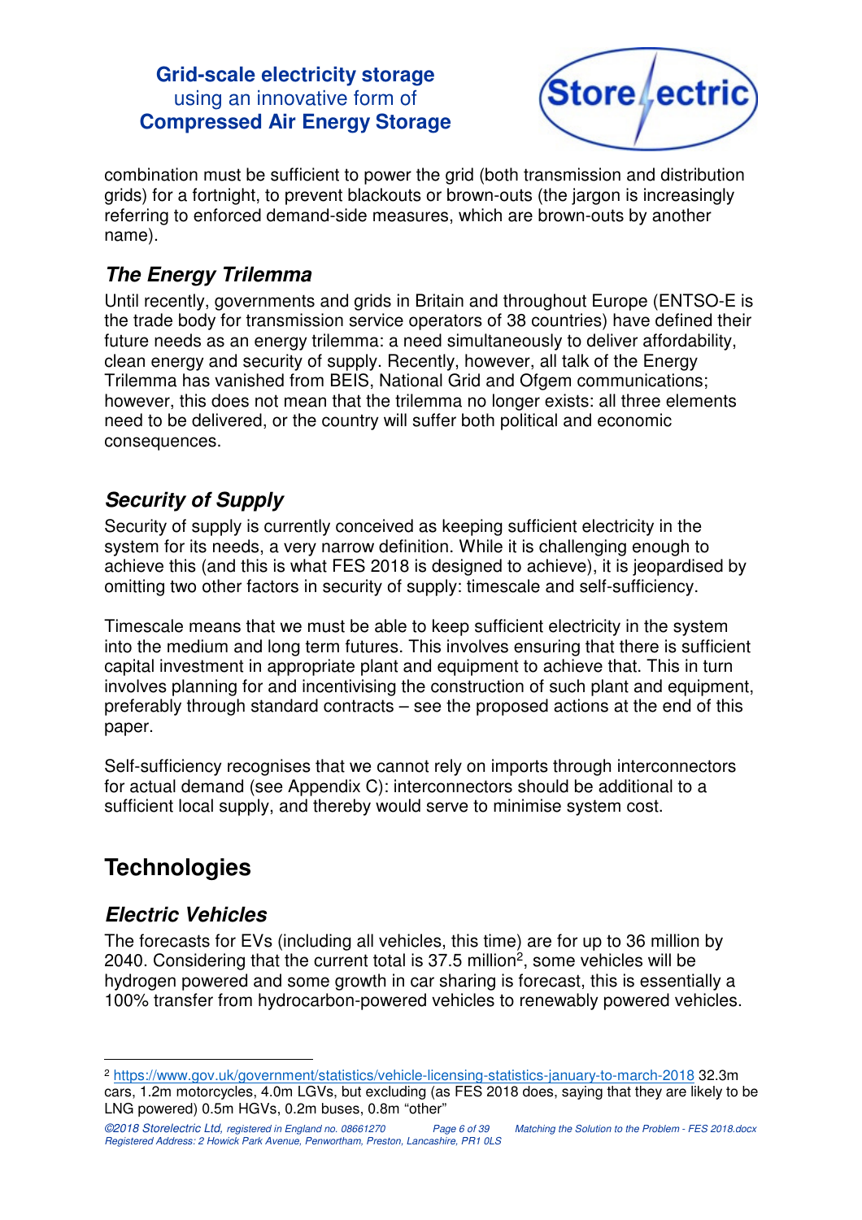combination must be sufficient to power the grid (both transmission and distribution grids) for a fortnight, to prevent blackouts or brown-outs (the jargon is increasingly referring to enforced demand-side measures, which are brown-outs by another name).

### *The Energy Trilemma*

Until recently, governments and grids in Britain and throughout Europe (ENTSO-E is the trade body for transmission service operators of 38 countries) have defined their future needs as an energy trilemma: a need simultaneously to deliver affordability, clean energy and security of supply. Recently, however, all talk of the Energy Trilemma has vanished from BEIS, National Grid and Ofgem communications; however, this does not mean that the trilemma no longer exists: all three elements need to be delivered, or the country will suffer both political and economic consequences.

### *Security of Supply*

Security of supply is currently conceived as keeping sufficient electricity in the system for its needs, a very narrow definition. While it is challenging enough to achieve this (and this is what FES 2018 is designed to achieve), it is jeopardised by omitting two other factors in security of supply: timescale and self-sufficiency.

Timescale means that we must be able to keep sufficient electricity in the system into the medium and long term futures. This involves ensuring that there is sufficient capital investment in appropriate plant and equipment to achieve that. This in turn involves planning for and incentivising the construction of such plant and equipment, preferably through standard contracts – see the proposed actions at the end of this paper.

Self-sufficiency recognises that we cannot rely on imports through interconnectors for actual demand (see Appendix C): interconnectors should be additional to a sufficient local supply, and thereby would serve to minimise system cost.

## Technologies

### *Electric Vehicles*

The forecasts for EVs (including all vehicles, this time) are for up to 36 million by 2040. Considering that the current total is 37.5 million[2], some vehicles will be hydrogen powered and some growth in car sharing is forecast, this is essentially a 100% transfer from hydrocarbon-powered vehicles to renewably powered vehicles.

---

[2] https://www.gov.uk/government/statistics/vehicle-licensing-statistics-january-to-march-2018 32.3m cars, 1.2m motorcycles, 4.0m LGVs, but excluding (as FES 2018 does, saying that they are likely to be LNG powered) 0.5m HGVs, 0.2m buses, 0.8m "other"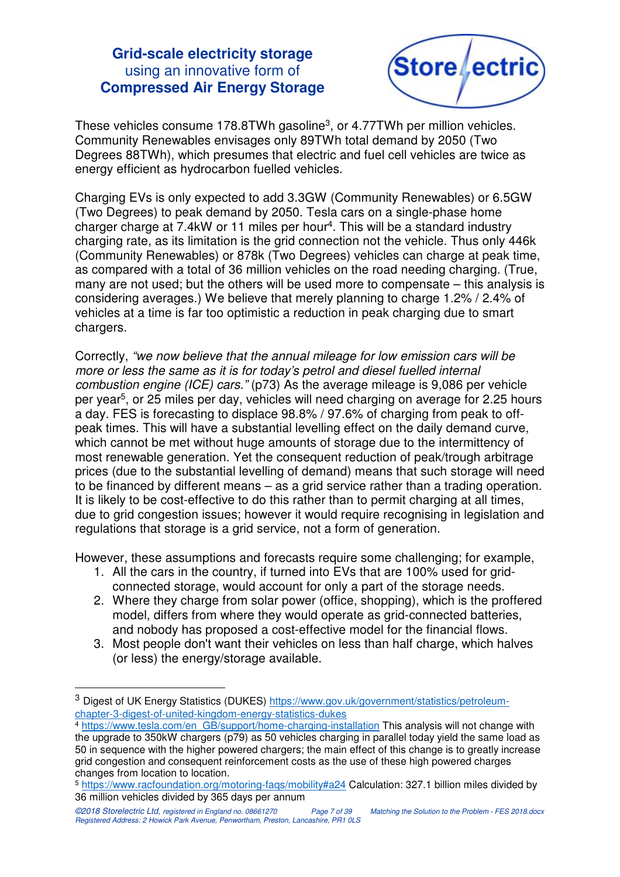These vehicles consume 178.8TWh gasoline[3], or 4.77TWh per million vehicles. Community Renewables envisages only 89TWh total demand by 2050 (Two Degrees 88TWh), which presumes that electric and fuel cell vehicles are twice as energy efficient as hydrocarbon fuelled vehicles.

Charging EVs is only expected to add 3.3GW (Community Renewables) or 6.5GW (Two Degrees) to peak demand by 2050. Tesla cars on a single-phase home charger charge at 7.4kW or 11 miles per hour[4]. This will be a standard industry charging rate, as its limitation is the grid connection not the vehicle. Thus only 446k (Community Renewables) or 878k (Two Degrees) vehicles can charge at peak time, as compared with a total of 36 million vehicles on the road needing charging. (True, many are not used; but the others will be used more to compensate – this analysis is considering averages.) We believe that merely planning to charge 1.2% / 2.4% of vehicles at a time is far too optimistic a reduction in peak charging due to smart chargers.

Correctly, *"we now believe that the annual mileage for low emission cars will be more or less the same as it is for today's petrol and diesel fuelled internal combustion engine (ICE) cars."* (p73) As the average mileage is 9,086 per vehicle per year[5], or 25 miles per day, vehicles will need charging on average for 2.25 hours a day. FES is forecasting to displace 98.8% / 97.6% of charging from peak to off-peak times. This will have a substantial levelling effect on the daily demand curve, which cannot be met without huge amounts of storage due to the intermittency of most renewable generation. Yet the consequent reduction of peak/trough arbitrage prices (due to the substantial levelling of demand) means that such storage will need to be financed by different means – as a grid service rather than a trading operation. It is likely to be cost-effective to do this rather than to permit charging at all times, due to grid congestion issues; however it would require recognising in legislation and regulations that storage is a grid service, not a form of generation.

However, these assumptions and forecasts require some challenging; for example,

1. All the cars in the country, if turned into EVs that are 100% used for grid-connected storage, would account for only a part of the storage needs.
2. Where they charge from solar power (office, shopping), which is the proffered model, differs from where they would operate as grid-connected batteries, and nobody has proposed a cost-effective model for the financial flows.
3. Most people don't want their vehicles on less than half charge, which halves (or less) the energy/storage available.

---

[3] Digest of UK Energy Statistics (DUKES) https://www.gov.uk/government/statistics/petroleum-chapter-3-digest-of-united-kingdom-energy-statistics-dukes

[4] https://www.tesla.com/en_GB/support/home-charging-installation This analysis will not change with the upgrade to 350kW chargers (p79) as 50 vehicles charging in parallel today yield the same load as 50 in sequence with the higher powered chargers; the main effect of this change is to greatly increase grid congestion and consequent reinforcement costs as the use of these high powered charges changes from location to location.

[5] https://www.racfoundation.org/motoring-faqs/mobility#a24 Calculation: 327.1 billion miles divided by 36 million vehicles divided by 365 days per annum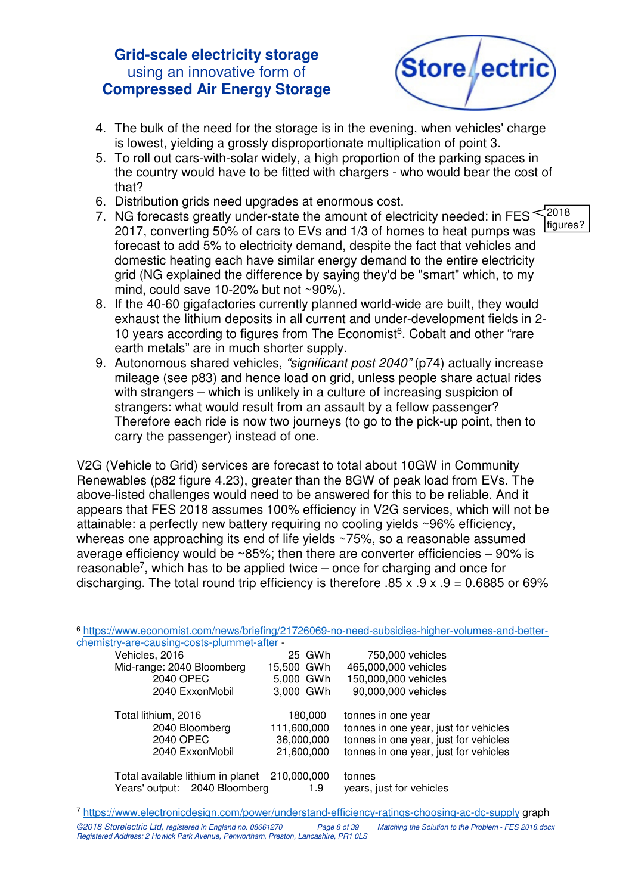4. The bulk of the need for the storage is in the evening, when vehicles' charge is lowest, yielding a grossly disproportionate multiplication of point 3.
5. To roll out cars-with-solar widely, a high proportion of the parking spaces in the country would have to be fitted with chargers - who would bear the cost of that?
6. Distribution grids need upgrades at enormous cost.
7. NG forecasts greatly under-state the amount of electricity needed: in FES 2017, converting 50% of cars to EVs and 1/3 of homes to heat pumps was forecast to add 5% to electricity demand, despite the fact that vehicles and domestic heating each have similar energy demand to the entire electricity grid (NG explained the difference by saying they'd be "smart" which, to my mind, could save 10-20% but not ~90%). [2018 figures?]
8. If the 40-60 gigafactories currently planned world-wide are built, they would exhaust the lithium deposits in all current and under-development fields in 2-10 years according to figures from The Economist[6]. Cobalt and other "rare earth metals" are in much shorter supply.
9. Autonomous shared vehicles, *"significant post 2040"* (p74) actually increase mileage (see p83) and hence load on grid, unless people share actual rides with strangers – which is unlikely in a culture of increasing suspicion of strangers: what would result from an assault by a fellow passenger? Therefore each ride is now two journeys (to go to the pick-up point, then to carry the passenger) instead of one.

V2G (Vehicle to Grid) services are forecast to total about 10GW in Community Renewables (p82 figure 4.23), greater than the 8GW of peak load from EVs. The above-listed challenges would need to be answered for this to be reliable. And it appears that FES 2018 assumes 100% efficiency in V2G services, which will not be attainable: a perfectly new battery requiring no cooling yields ~96% efficiency, whereas one approaching its end of life yields ~75%, so a reasonable assumed average efficiency would be ~85%; then there are converter efficiencies – 90% is reasonable[7], which has to be applied twice – once for charging and once for discharging. The total round trip efficiency is therefore .85 x .9 x .9 = 0.6885 or 69%

---

[6] https://www.economist.com/news/briefing/21726069-no-need-subsidies-higher-volumes-and-better-chemistry-are-causing-costs-plummet-after -

| | | |
|---|---|---|
| Vehicles, 2016 | 25 GWh | 750,000 vehicles |
| Mid-range: 2040 Bloomberg | 15,500 GWh | 465,000,000 vehicles |
| 2040 OPEC | 5,000 GWh | 150,000,000 vehicles |
| 2040 ExxonMobil | 3,000 GWh | 90,000,000 vehicles |
| | | |
| Total lithium, 2016 | 180,000 | tonnes in one year |
| 2040 Bloomberg | 111,600,000 | tonnes in one year, just for vehicles |
| 2040 OPEC | 36,000,000 | tonnes in one year, just for vehicles |
| 2040 ExxonMobil | 21,600,000 | tonnes in one year, just for vehicles |
| | | |
| Total available lithium in planet | 210,000,000 | tonnes |
| Years' output: 2040 Bloomberg | 1.9 | years, just for vehicles |

[7] https://www.electronicdesign.com/power/understand-efficiency-ratings-choosing-ac-dc-supply graph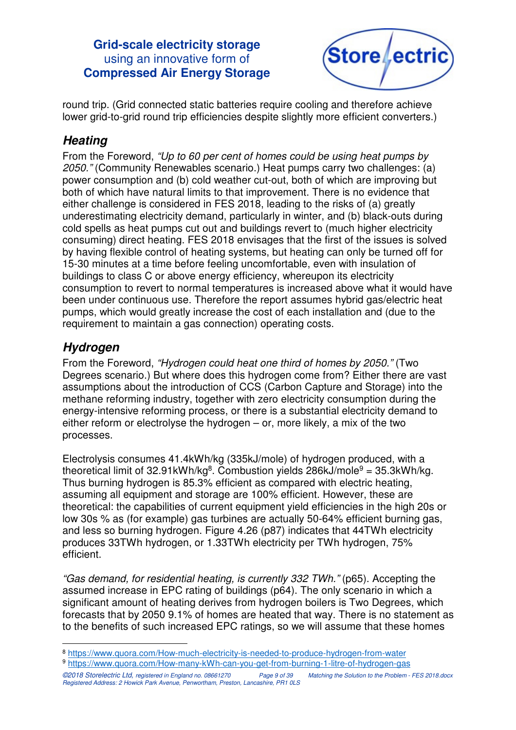round trip. (Grid connected static batteries require cooling and therefore achieve lower grid-to-grid round trip efficiencies despite slightly more efficient converters.)

## *Heating*

From the Foreword, *"Up to 60 per cent of homes could be using heat pumps by 2050."* (Community Renewables scenario.) Heat pumps carry two challenges: (a) power consumption and (b) cold weather cut-out, both of which are improving but both of which have natural limits to that improvement. There is no evidence that either challenge is considered in FES 2018, leading to the risks of (a) greatly underestimating electricity demand, particularly in winter, and (b) black-outs during cold spells as heat pumps cut out and buildings revert to (much higher electricity consuming) direct heating. FES 2018 envisages that the first of the issues is solved by having flexible control of heating systems, but heating can only be turned off for 15-30 minutes at a time before feeling uncomfortable, even with insulation of buildings to class C or above energy efficiency, whereupon its electricity consumption to revert to normal temperatures is increased above what it would have been under continuous use. Therefore the report assumes hybrid gas/electric heat pumps, which would greatly increase the cost of each installation and (due to the requirement to maintain a gas connection) operating costs.

## *Hydrogen*

From the Foreword, *"Hydrogen could heat one third of homes by 2050."* (Two Degrees scenario.) But where does this hydrogen come from? Either there are vast assumptions about the introduction of CCS (Carbon Capture and Storage) into the methane reforming industry, together with zero electricity consumption during the energy-intensive reforming process, or there is a substantial electricity demand to either reform or electrolyse the hydrogen – or, more likely, a mix of the two processes.

Electrolysis consumes 41.4kWh/kg (335kJ/mole) of hydrogen produced, with a theoretical limit of 32.91kWh/kg[8]. Combustion yields 286kJ/mole[9] = 35.3kWh/kg. Thus burning hydrogen is 85.3% efficient as compared with electric heating, assuming all equipment and storage are 100% efficient. However, these are theoretical: the capabilities of current equipment yield efficiencies in the high 20s or low 30s % as (for example) gas turbines are actually 50-64% efficient burning gas, and less so burning hydrogen. Figure 4.26 (p87) indicates that 44TWh electricity produces 33TWh hydrogen, or 1.33TWh electricity per TWh hydrogen, 75% efficient.

*"Gas demand, for residential heating, is currently 332 TWh."* (p65). Accepting the assumed increase in EPC rating of buildings (p64). The only scenario in which a significant amount of heating derives from hydrogen boilers is Two Degrees, which forecasts that by 2050 9.1% of homes are heated that way. There is no statement as to the benefits of such increased EPC ratings, so we will assume that these homes

---

[8] https://www.quora.com/How-much-electricity-is-needed-to-produce-hydrogen-from-water

[9] https://www.quora.com/How-many-kWh-can-you-get-from-burning-1-litre-of-hydrogen-gas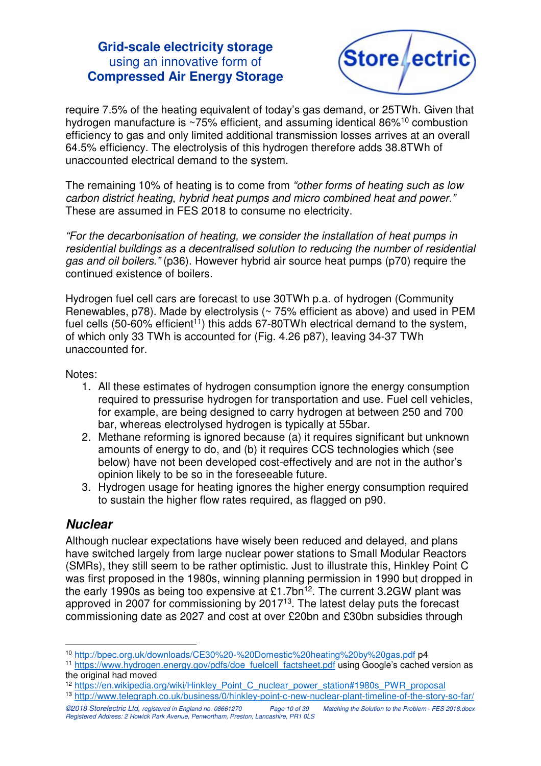require 7.5% of the heating equivalent of today's gas demand, or 25TWh. Given that hydrogen manufacture is ~75% efficient, and assuming identical 86%[10] combustion efficiency to gas and only limited additional transmission losses arrives at an overall 64.5% efficiency. The electrolysis of this hydrogen therefore adds 38.8TWh of unaccounted electrical demand to the system.

The remaining 10% of heating is to come from *"other forms of heating such as low carbon district heating, hybrid heat pumps and micro combined heat and power."* These are assumed in FES 2018 to consume no electricity.

*"For the decarbonisation of heating, we consider the installation of heat pumps in residential buildings as a decentralised solution to reducing the number of residential gas and oil boilers."* (p36). However hybrid air source heat pumps (p70) require the continued existence of boilers.

Hydrogen fuel cell cars are forecast to use 30TWh p.a. of hydrogen (Community Renewables, p78). Made by electrolysis (~ 75% efficient as above) and used in PEM fuel cells (50-60% efficient[11]) this adds 67-80TWh electrical demand to the system, of which only 33 TWh is accounted for (Fig. 4.26 p87), leaving 34-37 TWh unaccounted for.

Notes:

1. All these estimates of hydrogen consumption ignore the energy consumption required to pressurise hydrogen for transportation and use. Fuel cell vehicles, for example, are being designed to carry hydrogen at between 250 and 700 bar, whereas electrolysed hydrogen is typically at 55bar.
2. Methane reforming is ignored because (a) it requires significant but unknown amounts of energy to do, and (b) it requires CCS technologies which (see below) have not been developed cost-effectively and are not in the author's opinion likely to be so in the foreseeable future.
3. Hydrogen usage for heating ignores the higher energy consumption required to sustain the higher flow rates required, as flagged on p90.

## *Nuclear*

Although nuclear expectations have wisely been reduced and delayed, and plans have switched largely from large nuclear power stations to Small Modular Reactors (SMRs), they still seem to be rather optimistic. Just to illustrate this, Hinkley Point C was first proposed in the 1980s, winning planning permission in 1990 but dropped in the early 1990s as being too expensive at £1.7bn[12]. The current 3.2GW plant was approved in 2007 for commissioning by 2017[13]. The latest delay puts the forecast commissioning date as 2027 and cost at over £20bn and £30bn subsidies through

---

[10] http://bpec.org.uk/downloads/CE30%20-%20Domestic%20heating%20by%20gas.pdf p4

[11] https://www.hydrogen.energy.gov/pdfs/doe_fuelcell_factsheet.pdf using Google's cached version as the original had moved

[12] https://en.wikipedia.org/wiki/Hinkley_Point_C_nuclear_power_station#1980s_PWR_proposal

[13] http://www.telegraph.co.uk/business/0/hinkley-point-c-new-nuclear-plant-timeline-of-the-story-so-far/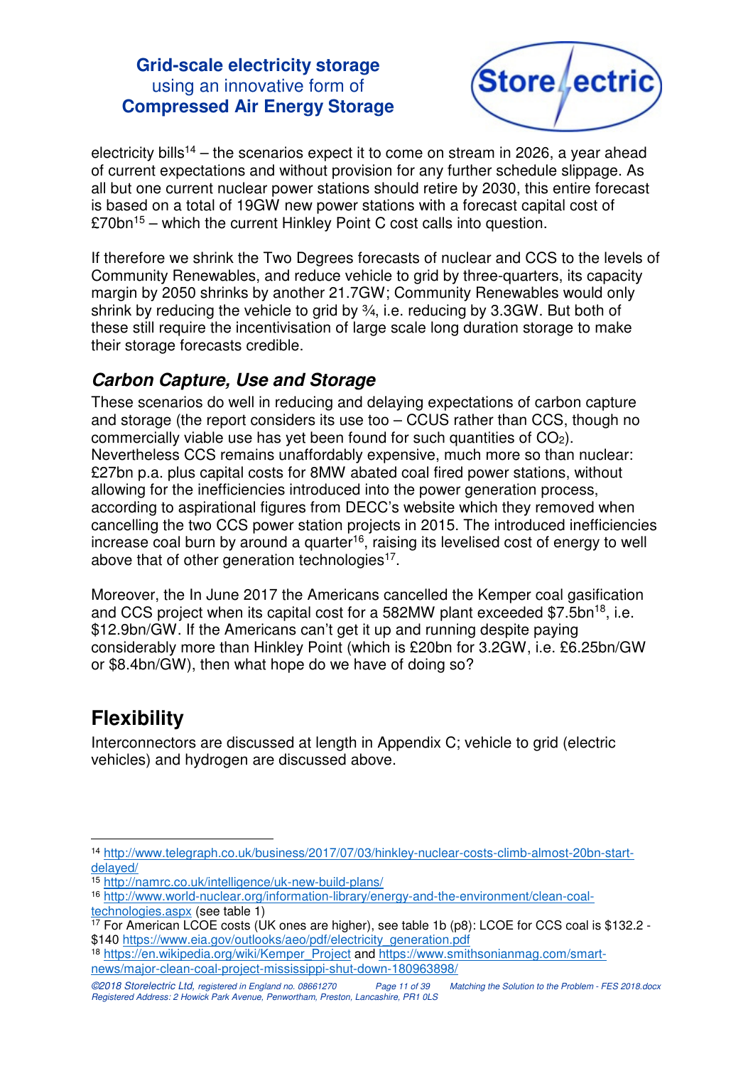electricity bills[14] – the scenarios expect it to come on stream in 2026, a year ahead of current expectations and without provision for any further schedule slippage. As all but one current nuclear power stations should retire by 2030, this entire forecast is based on a total of 19GW new power stations with a forecast capital cost of £70bn[15] – which the current Hinkley Point C cost calls into question.

If therefore we shrink the Two Degrees forecasts of nuclear and CCS to the levels of Community Renewables, and reduce vehicle to grid by three-quarters, its capacity margin by 2050 shrinks by another 21.7GW; Community Renewables would only shrink by reducing the vehicle to grid by ¾, i.e. reducing by 3.3GW. But both of these still require the incentivisation of large scale long duration storage to make their storage forecasts credible.

### *Carbon Capture, Use and Storage*

These scenarios do well in reducing and delaying expectations of carbon capture and storage (the report considers its use too – CCUS rather than CCS, though no commercially viable use has yet been found for such quantities of $CO_2$). Nevertheless CCS remains unaffordably expensive, much more so than nuclear: £27bn p.a. plus capital costs for 8MW abated coal fired power stations, without allowing for the inefficiencies introduced into the power generation process, according to aspirational figures from DECC's website which they removed when cancelling the two CCS power station projects in 2015. The introduced inefficiencies increase coal burn by around a quarter[16], raising its levelised cost of energy to well above that of other generation technologies[17].

Moreover, the In June 2017 the Americans cancelled the Kemper coal gasification and CCS project when its capital cost for a 582MW plant exceeded $7.5bn[18], i.e. $12.9bn/GW. If the Americans can't get it up and running despite paying considerably more than Hinkley Point (which is £20bn for 3.2GW, i.e. £6.25bn/GW or $8.4bn/GW), then what hope do we have of doing so?

## Flexibility

Interconnectors are discussed at length in Appendix C; vehicle to grid (electric vehicles) and hydrogen are discussed above.

---

[14] http://www.telegraph.co.uk/business/2017/07/03/hinkley-nuclear-costs-climb-almost-20bn-start-delayed/

[15] http://namrc.co.uk/intelligence/uk-new-build-plans/

[16] http://www.world-nuclear.org/information-library/energy-and-the-environment/clean-coal-technologies.aspx (see table 1)

[17] For American LCOE costs (UK ones are higher), see table 1b (p8): LCOE for CCS coal is $132.2 - $140 https://www.eia.gov/outlooks/aeo/pdf/electricity_generation.pdf

[18] https://en.wikipedia.org/wiki/Kemper_Project and https://www.smithsonianmag.com/smart-news/major-clean-coal-project-mississippi-shut-down-180963898/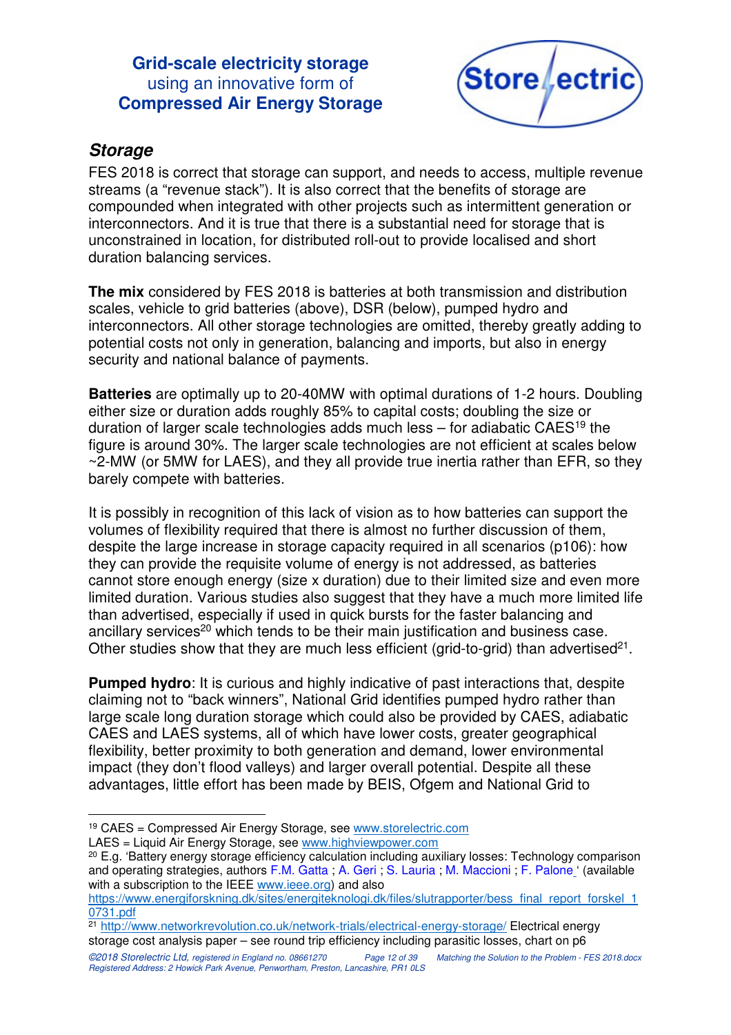## Storage

FES 2018 is correct that storage can support, and needs to access, multiple revenue streams (a "revenue stack"). It is also correct that the benefits of storage are compounded when integrated with other projects such as intermittent generation or interconnectors. And it is true that there is a substantial need for storage that is unconstrained in location, for distributed roll-out to provide localised and short duration balancing services.

**The mix** considered by FES 2018 is batteries at both transmission and distribution scales, vehicle to grid batteries (above), DSR (below), pumped hydro and interconnectors. All other storage technologies are omitted, thereby greatly adding to potential costs not only in generation, balancing and imports, but also in energy security and national balance of payments.

**Batteries** are optimally up to 20-40MW with optimal durations of 1-2 hours. Doubling either size or duration adds roughly 85% to capital costs; doubling the size or duration of larger scale technologies adds much less – for adiabatic CAES[19] the figure is around 30%. The larger scale technologies are not efficient at scales below ~2-MW (or 5MW for LAES), and they all provide true inertia rather than EFR, so they barely compete with batteries.

It is possibly in recognition of this lack of vision as to how batteries can support the volumes of flexibility required that there is almost no further discussion of them, despite the large increase in storage capacity required in all scenarios (p106): how they can provide the requisite volume of energy is not addressed, as batteries cannot store enough energy (size x duration) due to their limited size and even more limited duration. Various studies also suggest that they have a much more limited life than advertised, especially if used in quick bursts for the faster balancing and ancillary services[20] which tends to be their main justification and business case. Other studies show that they are much less efficient (grid-to-grid) than advertised[21].

**Pumped hydro**: It is curious and highly indicative of past interactions that, despite claiming not to "back winners", National Grid identifies pumped hydro rather than large scale long duration storage which could also be provided by CAES, adiabatic CAES and LAES systems, all of which have lower costs, greater geographical flexibility, better proximity to both generation and demand, lower environmental impact (they don't flood valleys) and larger overall potential. Despite all these advantages, little effort has been made by BEIS, Ofgem and National Grid to

---

[19] CAES = Compressed Air Energy Storage, see www.storelectric.com
LAES = Liquid Air Energy Storage, see www.highviewpower.com

[20] E.g. 'Battery energy storage efficiency calculation including auxiliary losses: Technology comparison and operating strategies, authors F.M. Gatta ; A. Geri ; S. Lauria ; M. Maccioni ; F. Palone ' (available with a subscription to the IEEE www.ieee.org) and also https://www.energiforskning.dk/sites/energiteknologi.dk/files/slutrapporter/bess_final_report_forskel_10731.pdf

[21] http://www.networkrevolution.co.uk/network-trials/electrical-energy-storage/ Electrical energy storage cost analysis paper – see round trip efficiency including parasitic losses, chart on p6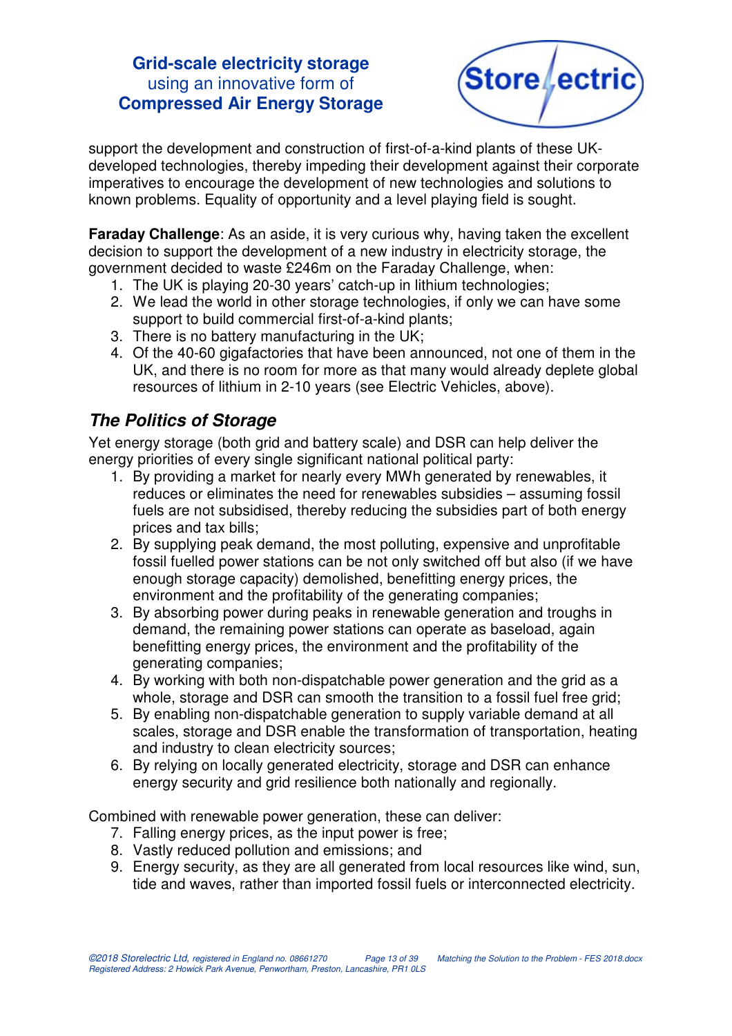support the development and construction of first-of-a-kind plants of these UK-developed technologies, thereby impeding their development against their corporate imperatives to encourage the development of new technologies and solutions to known problems. Equality of opportunity and a level playing field is sought.

**Faraday Challenge**: As an aside, it is very curious why, having taken the excellent decision to support the development of a new industry in electricity storage, the government decided to waste £246m on the Faraday Challenge, when:

1. The UK is playing 20-30 years' catch-up in lithium technologies;
2. We lead the world in other storage technologies, if only we can have some support to build commercial first-of-a-kind plants;
3. There is no battery manufacturing in the UK;
4. Of the 40-60 gigafactories that have been announced, not one of them in the UK, and there is no room for more as that many would already deplete global resources of lithium in 2-10 years (see Electric Vehicles, above).

## *The Politics of Storage*

Yet energy storage (both grid and battery scale) and DSR can help deliver the energy priorities of every single significant national political party:

1. By providing a market for nearly every MWh generated by renewables, it reduces or eliminates the need for renewables subsidies – assuming fossil fuels are not subsidised, thereby reducing the subsidies part of both energy prices and tax bills;
2. By supplying peak demand, the most polluting, expensive and unprofitable fossil fuelled power stations can be not only switched off but also (if we have enough storage capacity) demolished, benefitting energy prices, the environment and the profitability of the generating companies;
3. By absorbing power during peaks in renewable generation and troughs in demand, the remaining power stations can operate as baseload, again benefitting energy prices, the environment and the profitability of the generating companies;
4. By working with both non-dispatchable power generation and the grid as a whole, storage and DSR can smooth the transition to a fossil fuel free grid;
5. By enabling non-dispatchable generation to supply variable demand at all scales, storage and DSR enable the transformation of transportation, heating and industry to clean electricity sources;
6. By relying on locally generated electricity, storage and DSR can enhance energy security and grid resilience both nationally and regionally.

Combined with renewable power generation, these can deliver:

7. Falling energy prices, as the input power is free;
8. Vastly reduced pollution and emissions; and
9. Energy security, as they are all generated from local resources like wind, sun, tide and waves, rather than imported fossil fuels or interconnected electricity.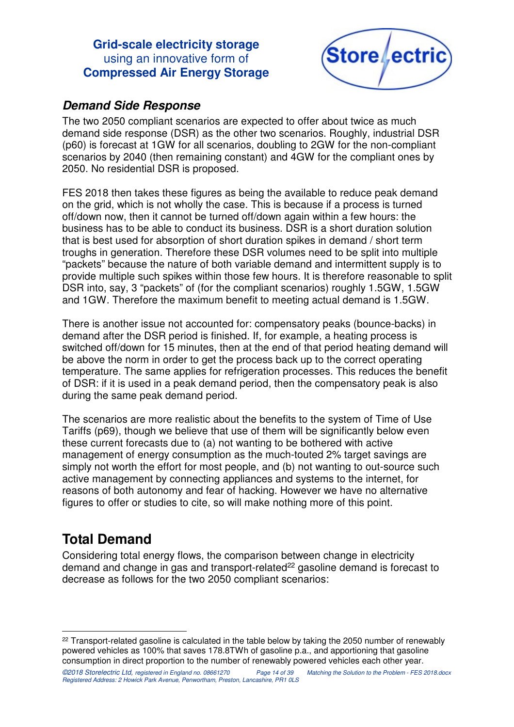### *Demand Side Response*

The two 2050 compliant scenarios are expected to offer about twice as much demand side response (DSR) as the other two scenarios. Roughly, industrial DSR (p60) is forecast at 1GW for all scenarios, doubling to 2GW for the non-compliant scenarios by 2040 (then remaining constant) and 4GW for the compliant ones by 2050. No residential DSR is proposed.

FES 2018 then takes these figures as being the available to reduce peak demand on the grid, which is not wholly the case. This is because if a process is turned off/down now, then it cannot be turned off/down again within a few hours: the business has to be able to conduct its business. DSR is a short duration solution that is best used for absorption of short duration spikes in demand / short term troughs in generation. Therefore these DSR volumes need to be split into multiple "packets" because the nature of both variable demand and intermittent supply is to provide multiple such spikes within those few hours. It is therefore reasonable to split DSR into, say, 3 "packets" of (for the compliant scenarios) roughly 1.5GW, 1.5GW and 1GW. Therefore the maximum benefit to meeting actual demand is 1.5GW.

There is another issue not accounted for: compensatory peaks (bounce-backs) in demand after the DSR period is finished. If, for example, a heating process is switched off/down for 15 minutes, then at the end of that period heating demand will be above the norm in order to get the process back up to the correct operating temperature. The same applies for refrigeration processes. This reduces the benefit of DSR: if it is used in a peak demand period, then the compensatory peak is also during the same peak demand period.

The scenarios are more realistic about the benefits to the system of Time of Use Tariffs (p69), though we believe that use of them will be significantly below even these current forecasts due to (a) not wanting to be bothered with active management of energy consumption as the much-touted 2% target savings are simply not worth the effort for most people, and (b) not wanting to out-source such active management by connecting appliances and systems to the internet, for reasons of both autonomy and fear of hacking. However we have no alternative figures to offer or studies to cite, so will make nothing more of this point.

## Total Demand

Considering total energy flows, the comparison between change in electricity demand and change in gas and transport-related[22] gasoline demand is forecast to decrease as follows for the two 2050 compliant scenarios:

[22] Transport-related gasoline is calculated in the table below by taking the 2050 number of renewably powered vehicles as 100% that saves 178.8TWh of gasoline p.a., and apportioning that gasoline consumption in direct proportion to the number of renewably powered vehicles each other year.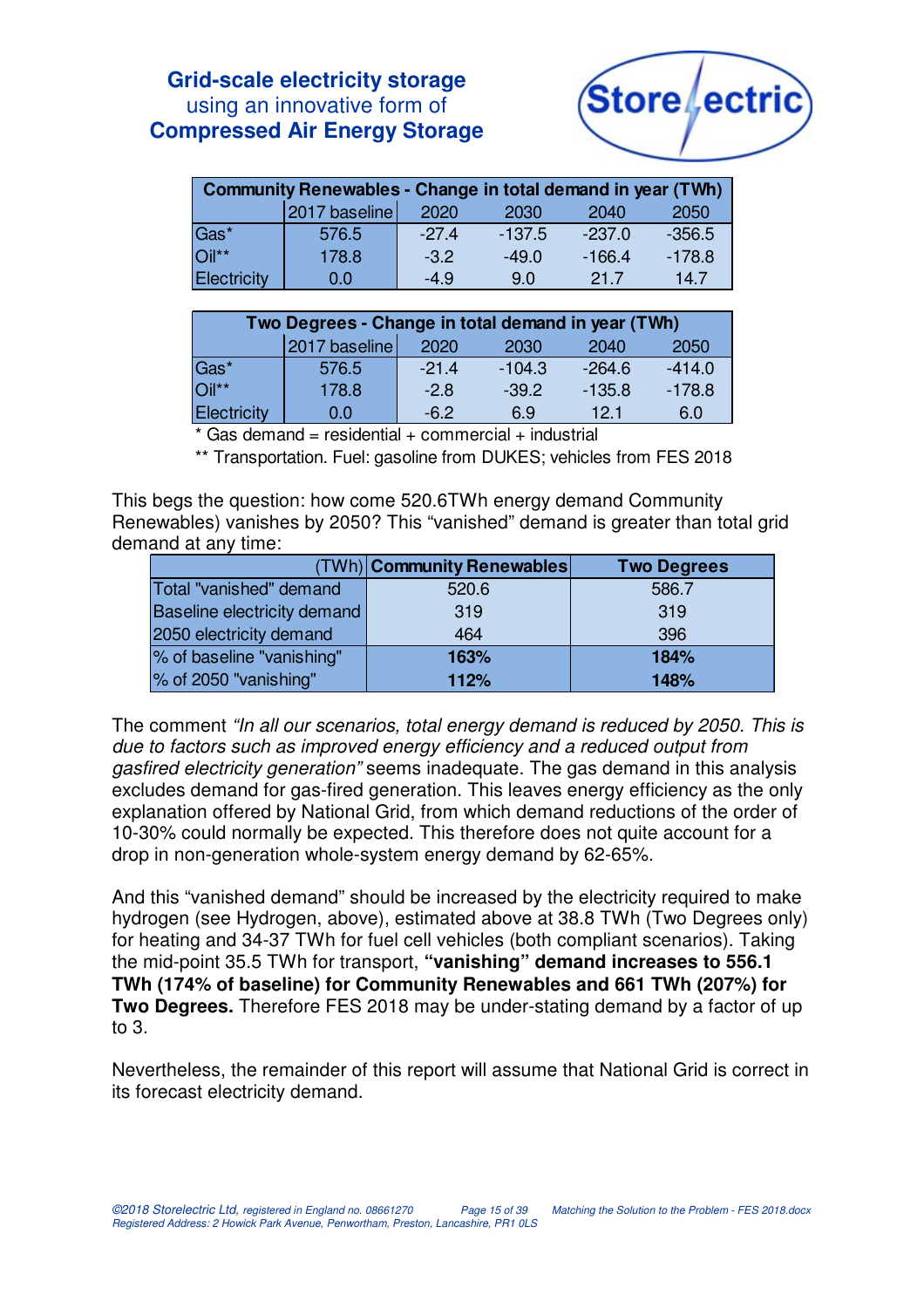| Community Renewables - Change in total demand in year (TWh) | | | | | |
|---|---|---|---|---|---|
| | 2017 baseline | 2020 | 2030 | 2040 | 2050 |
| Gas* | 576.5 | -27.4 | -137.5 | -237.0 | -356.5 |
| Oil** | 178.8 | -3.2 | -49.0 | -166.4 | -178.8 |
| Electricity | 0.0 | -4.9 | 9.0 | 21.7 | 14.7 |

| Two Degrees - Change in total demand in year (TWh) | | | | | |
|---|---|---|---|---|---|
| | 2017 baseline | 2020 | 2030 | 2040 | 2050 |
| Gas* | 576.5 | -21.4 | -104.3 | -264.6 | -414.0 |
| Oil** | 178.8 | -2.8 | -39.2 | -135.8 | -178.8 |
| Electricity | 0.0 | -6.2 | 6.9 | 12.1 | 6.0 |

\* Gas demand = residential + commercial + industrial

\*\* Transportation. Fuel: gasoline from DUKES; vehicles from FES 2018

This begs the question: how come 520.6TWh energy demand Community Renewables) vanishes by 2050? This "vanished" demand is greater than total grid demand at any time:

| (TWh) | Community Renewables | Two Degrees |
|---|---|---|
| Total "vanished" demand | 520.6 | 586.7 |
| Baseline electricity demand | 319 | 319 |
| 2050 electricity demand | 464 | 396 |
| % of baseline "vanishing" | **163%** | **184%** |
| % of 2050 "vanishing" | **112%** | **148%** |

The comment *"In all our scenarios, total energy demand is reduced by 2050. This is due to factors such as improved energy efficiency and a reduced output from gasfired electricity generation"* seems inadequate. The gas demand in this analysis excludes demand for gas-fired generation. This leaves energy efficiency as the only explanation offered by National Grid, from which demand reductions of the order of 10-30% could normally be expected. This therefore does not quite account for a drop in non-generation whole-system energy demand by 62-65%.

And this "vanished demand" should be increased by the electricity required to make hydrogen (see Hydrogen, above), estimated above at 38.8 TWh (Two Degrees only) for heating and 34-37 TWh for fuel cell vehicles (both compliant scenarios). Taking the mid-point 35.5 TWh for transport, **"vanishing" demand increases to 556.1 TWh (174% of baseline) for Community Renewables and 661 TWh (207%) for Two Degrees.** Therefore FES 2018 may be under-stating demand by a factor of up to 3.

Nevertheless, the remainder of this report will assume that National Grid is correct in its forecast electricity demand.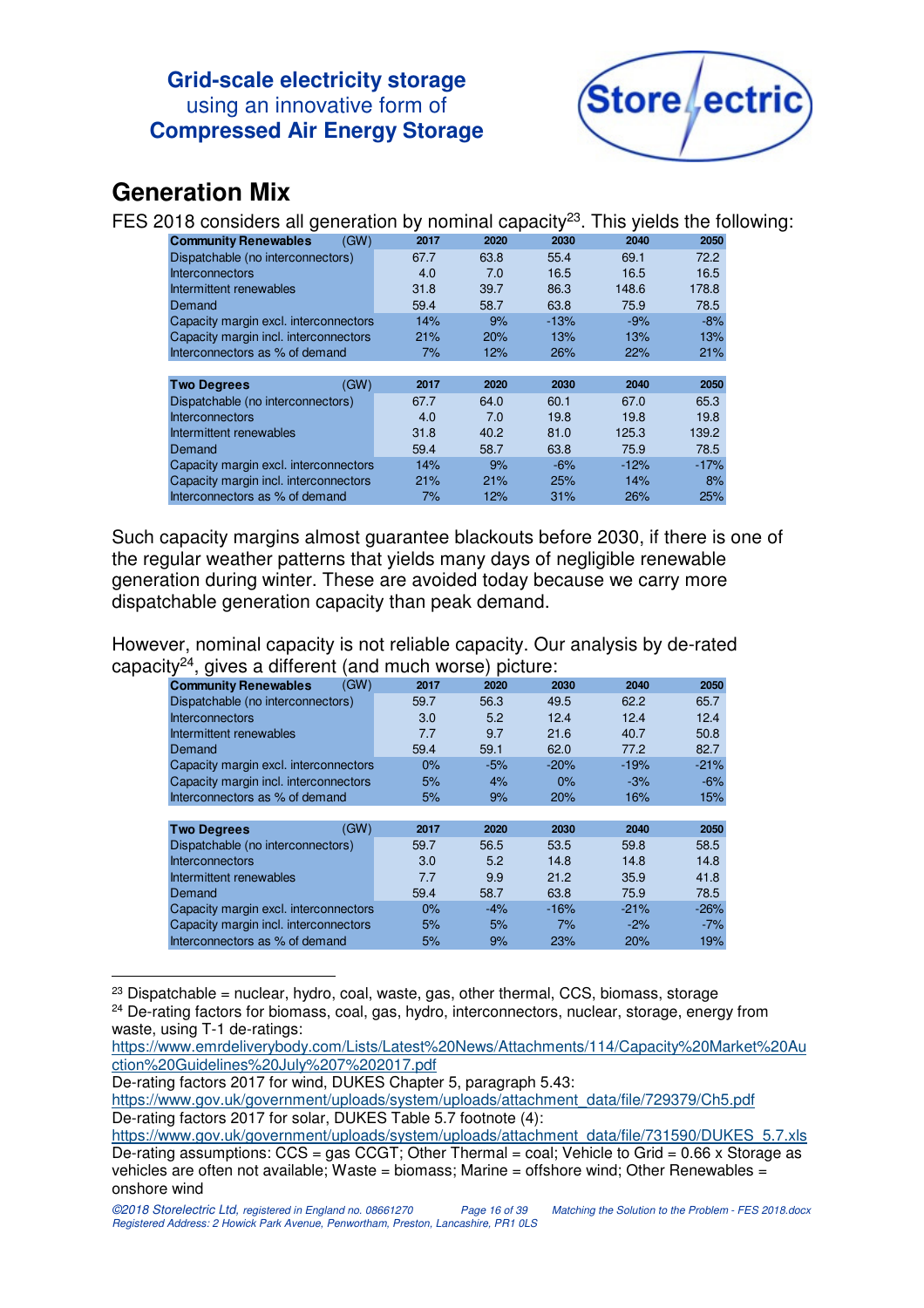## Generation Mix

FES 2018 considers all generation by nominal capacity[23]. This yields the following:

| Community Renewables (GW) | 2017 | 2020 | 2030 | 2040 | 2050 |
|---|---|---|---|---|---|
| Dispatchable (no interconnectors) | 67.7 | 63.8 | 55.4 | 69.1 | 72.2 |
| Interconnectors | 4.0 | 7.0 | 16.5 | 16.5 | 16.5 |
| Intermittent renewables | 31.8 | 39.7 | 86.3 | 148.6 | 178.8 |
| Demand | 59.4 | 58.7 | 63.8 | 75.9 | 78.5 |
| Capacity margin excl. interconnectors | 14% | 9% | -13% | -9% | -8% |
| Capacity margin incl. interconnectors | 21% | 20% | 13% | 13% | 13% |
| Interconnectors as % of demand | 7% | 12% | 26% | 22% | 21% |

| Two Degrees (GW) | 2017 | 2020 | 2030 | 2040 | 2050 |
|---|---|---|---|---|---|
| Dispatchable (no interconnectors) | 67.7 | 64.0 | 60.1 | 67.0 | 65.3 |
| Interconnectors | 4.0 | 7.0 | 19.8 | 19.8 | 19.8 |
| Intermittent renewables | 31.8 | 40.2 | 81.0 | 125.3 | 139.2 |
| Demand | 59.4 | 58.7 | 63.8 | 75.9 | 78.5 |
| Capacity margin excl. interconnectors | 14% | 9% | -6% | -12% | -17% |
| Capacity margin incl. interconnectors | 21% | 21% | 25% | 14% | 8% |
| Interconnectors as % of demand | 7% | 12% | 31% | 26% | 25% |

Such capacity margins almost guarantee blackouts before 2030, if there is one of the regular weather patterns that yields many days of negligible renewable generation during winter. These are avoided today because we carry more dispatchable generation capacity than peak demand.

However, nominal capacity is not reliable capacity. Our analysis by de-rated capacity[24], gives a different (and much worse) picture:

| Community Renewables (GW) | 2017 | 2020 | 2030 | 2040 | 2050 |
|---|---|---|---|---|---|
| Dispatchable (no interconnectors) | 59.7 | 56.3 | 49.5 | 62.2 | 65.7 |
| Interconnectors | 3.0 | 5.2 | 12.4 | 12.4 | 12.4 |
| Intermittent renewables | 7.7 | 9.7 | 21.6 | 40.7 | 50.8 |
| Demand | 59.4 | 59.1 | 62.0 | 77.2 | 82.7 |
| Capacity margin excl. interconnectors | 0% | -5% | -20% | -19% | -21% |
| Capacity margin incl. interconnectors | 5% | 4% | 0% | -3% | -6% |
| Interconnectors as % of demand | 5% | 9% | 20% | 16% | 15% |

| Two Degrees (GW) | 2017 | 2020 | 2030 | 2040 | 2050 |
|---|---|---|---|---|---|
| Dispatchable (no interconnectors) | 59.7 | 56.5 | 53.5 | 59.8 | 58.5 |
| Interconnectors | 3.0 | 5.2 | 14.8 | 14.8 | 14.8 |
| Intermittent renewables | 7.7 | 9.9 | 21.2 | 35.9 | 41.8 |
| Demand | 59.4 | 58.7 | 63.8 | 75.9 | 78.5 |
| Capacity margin excl. interconnectors | 0% | -4% | -16% | -21% | -26% |
| Capacity margin incl. interconnectors | 5% | 5% | 7% | -2% | -7% |
| Interconnectors as % of demand | 5% | 9% | 23% | 20% | 19% |

[23] Dispatchable = nuclear, hydro, coal, waste, gas, other thermal, CCS, biomass, storage

[24] De-rating factors for biomass, coal, gas, hydro, interconnectors, nuclear, storage, energy from waste, using T-1 de-ratings: https://www.emrdeliverybody.com/Lists/Latest%20News/Attachments/114/Capacity%20Market%20Auction%20Guidelines%20July%207%202017.pdf
De-rating factors 2017 for wind, DUKES Chapter 5, paragraph 5.43: https://www.gov.uk/government/uploads/system/uploads/attachment_data/file/729379/Ch5.pdf
De-rating factors 2017 for solar, DUKES Table 5.7 footnote (4): https://www.gov.uk/government/uploads/system/uploads/attachment_data/file/731590/DUKES_5.7.xls
De-rating assumptions: CCS = gas CCGT; Other Thermal = coal; Vehicle to Grid = 0.66 x Storage as vehicles are often not available; Waste = biomass; Marine = offshore wind; Other Renewables = onshore wind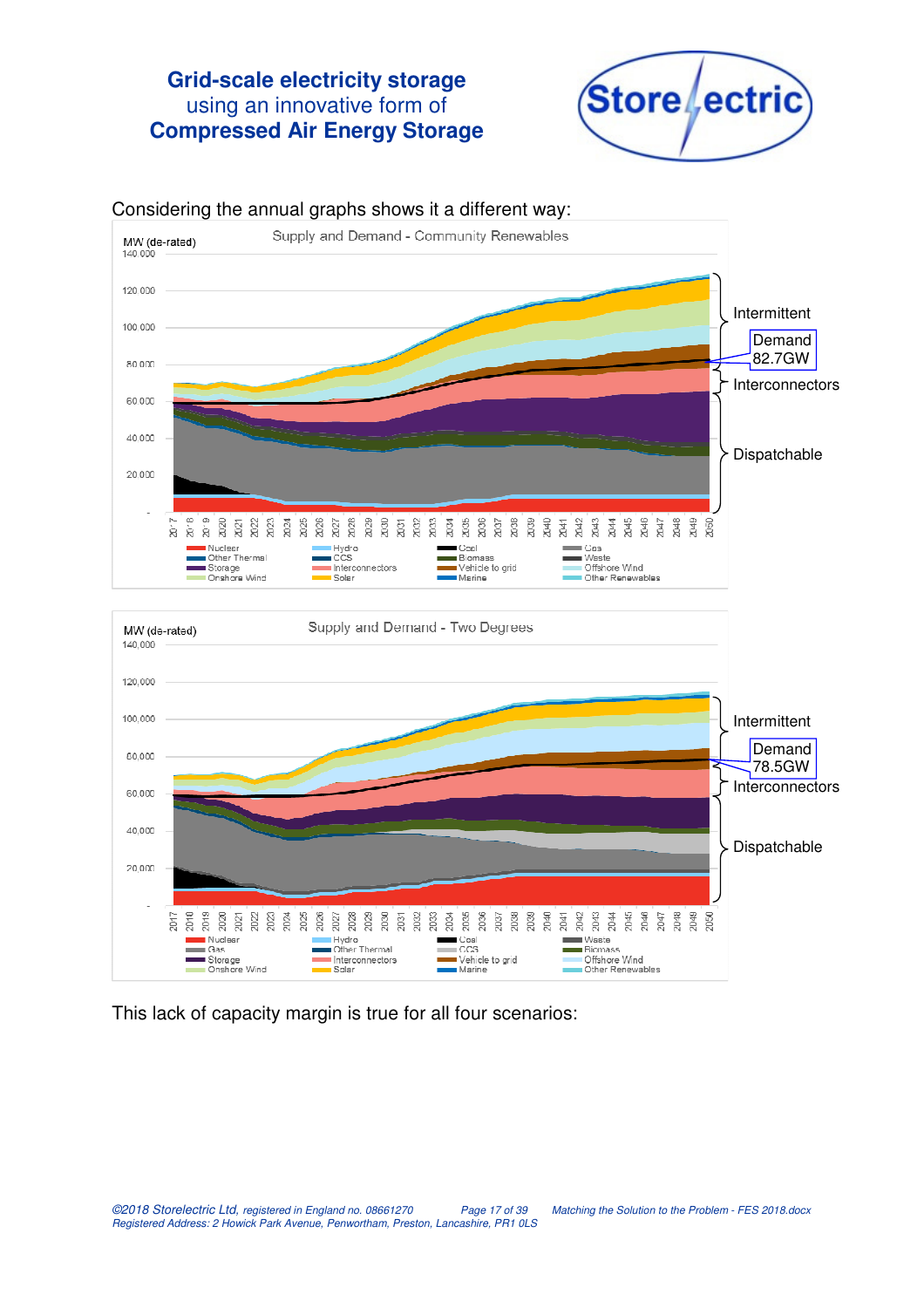Considering the annual graphs shows it a different way:

Supply and Demand - Community Renewables

MW (de-rated)

140,000
120,000
100,000
80,000
60,000
40,000
20,000
-

2017 2018 2019 2020 2021 2022 2023 2024 2025 2026 2027 2028 2029 2030 2031 2032 2033 2034 2035 2036 2037 2038 2039 2040 2041 2042 2043 2044 2045 2046 2047 2048 2049 2050

Nuclear, Hydro, Coal, Gas, Other Thermal, CCS, Biomass, Waste, Storage, Interconnectors, Vehicle to grid, Offshore Wind, Onshore Wind, Solar, Marine, Other Renewables

Intermittent

Demand 82.7GW

Interconnectors

Dispatchable

Supply and Demand - Two Degrees

MW (de-rated)

140,000
120,000
100,000
80,000
60,000
40,000
20,000
-

2017 2018 2019 2020 2021 2022 2023 2024 2025 2026 2027 2028 2029 2030 2031 2032 2033 2034 2035 2036 2037 2038 2039 2040 2041 2042 2043 2044 2045 2046 2047 2048 2049 2050

Nuclear, Hydro, Coal, Waste, Gas, Other Thermal, CCS, Biomass, Storage, Interconnectors, Vehicle to grid, Offshore Wind, Onshore Wind, Solar, Marine, Other Renewables

Intermittent

Demand 78.5GW

Interconnectors

Dispatchable

This lack of capacity margin is true for all four scenarios: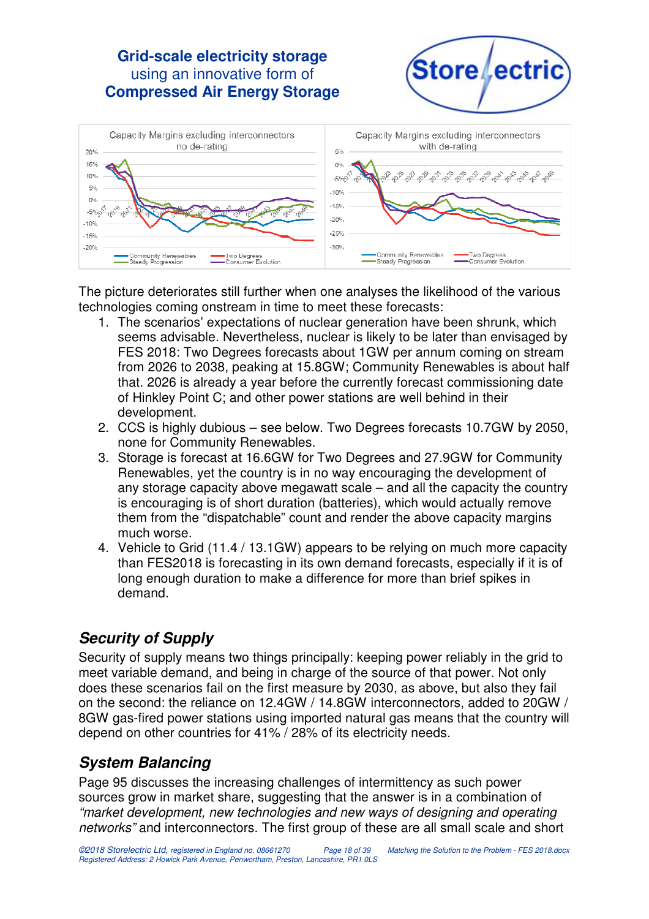Capacity Margins excluding interconnectors
no de-rating

20%
15%
10%
5%
0%
-5%
-10%
-15%
-20%

2017 2019 2021 2023 2025 2027 2029 2031 2033 2035 2037 2039 2041 2043 2045 2047 2049

Community Renewables
Two Degrees
Steady Progression
Consumer Evolution

Capacity Margins excluding interconnectors
with de-rating

5%
0%
-5%
-10%
-15%
-20%
-25%
-30%

2017 2019 2021 2023 2025 2027 2029 2031 2033 2035 2037 2039 2041 2043 2045 2047 2049

Community Renewables
Two Degrees
Steady Progression
Consumer Evolution

The picture deteriorates still further when one analyses the likelihood of the various technologies coming onstream in time to meet these forecasts:

1. The scenarios' expectations of nuclear generation have been shrunk, which seems advisable. Nevertheless, nuclear is likely to be later than envisaged by FES 2018: Two Degrees forecasts about 1GW per annum coming on stream from 2026 to 2038, peaking at 15.8GW; Community Renewables is about half that. 2026 is already a year before the currently forecast commissioning date of Hinkley Point C; and other power stations are well behind in their development.
2. CCS is highly dubious – see below. Two Degrees forecasts 10.7GW by 2050, none for Community Renewables.
3. Storage is forecast at 16.6GW for Two Degrees and 27.9GW for Community Renewables, yet the country is in no way encouraging the development of any storage capacity above megawatt scale – and all the capacity the country is encouraging is of short duration (batteries), which would actually remove them from the "dispatchable" count and render the above capacity margins much worse.
4. Vehicle to Grid (11.4 / 13.1GW) appears to be relying on much more capacity than FES2018 is forecasting in its own demand forecasts, especially if it is of long enough duration to make a difference for more than brief spikes in demand.

## *Security of Supply*

Security of supply means two things principally: keeping power reliably in the grid to meet variable demand, and being in charge of the source of that power. Not only does these scenarios fail on the first measure by 2030, as above, but also they fail on the second: the reliance on 12.4GW / 14.8GW interconnectors, added to 20GW / 8GW gas-fired power stations using imported natural gas means that the country will depend on other countries for 41% / 28% of its electricity needs.

## *System Balancing*

Page 95 discusses the increasing challenges of intermittency as such power sources grow in market share, suggesting that the answer is in a combination of *"market development, new technologies and new ways of designing and operating networks"* and interconnectors. The first group of these are all small scale and short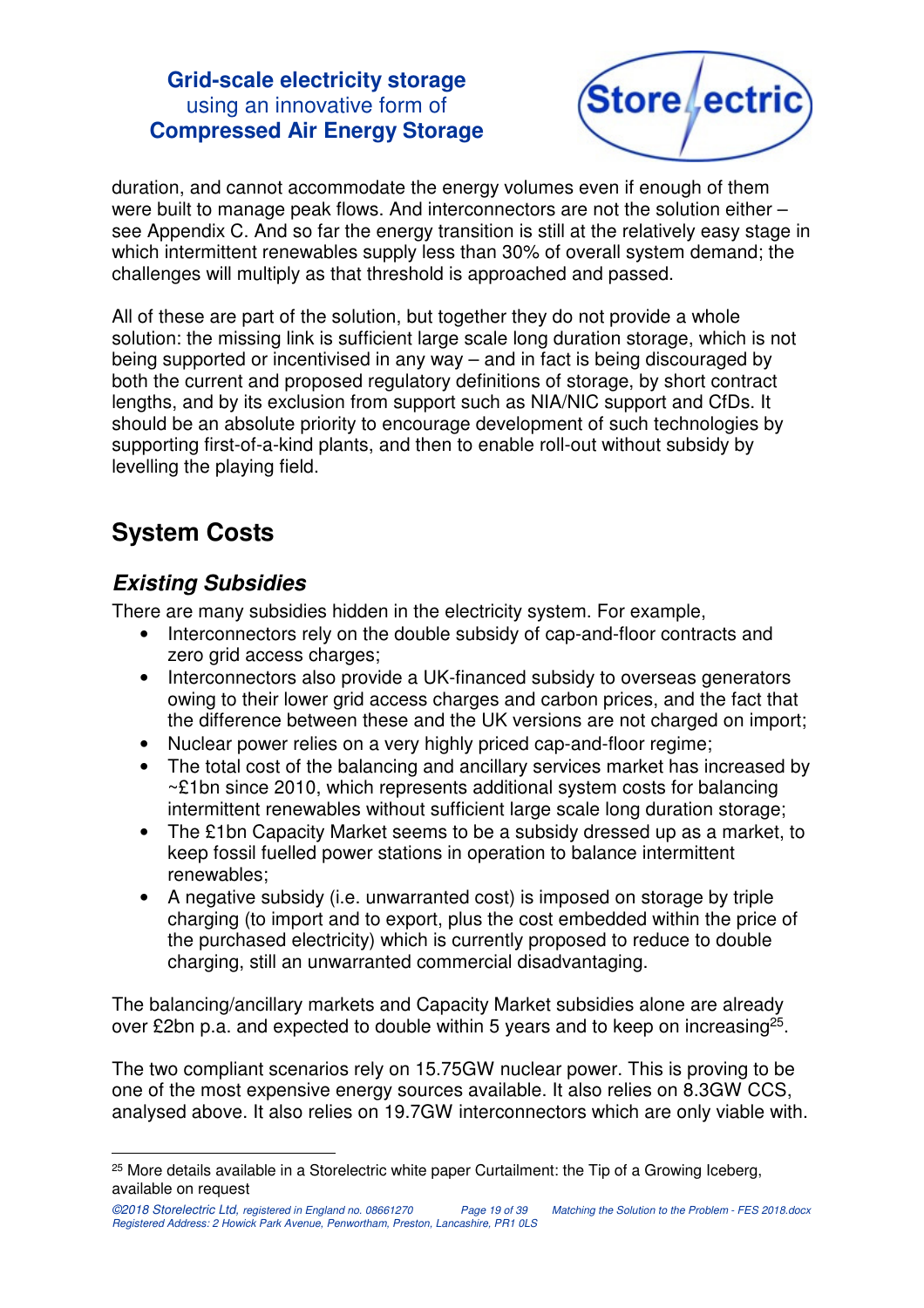duration, and cannot accommodate the energy volumes even if enough of them were built to manage peak flows. And interconnectors are not the solution either – see Appendix C. And so far the energy transition is still at the relatively easy stage in which intermittent renewables supply less than 30% of overall system demand; the challenges will multiply as that threshold is approached and passed.

All of these are part of the solution, but together they do not provide a whole solution: the missing link is sufficient large scale long duration storage, which is not being supported or incentivised in any way – and in fact is being discouraged by both the current and proposed regulatory definitions of storage, by short contract lengths, and by its exclusion from support such as NIA/NIC support and CfDs. It should be an absolute priority to encourage development of such technologies by supporting first-of-a-kind plants, and then to enable roll-out without subsidy by levelling the playing field.

## System Costs

### *Existing Subsidies*

There are many subsidies hidden in the electricity system. For example,

- Interconnectors rely on the double subsidy of cap-and-floor contracts and zero grid access charges;
- Interconnectors also provide a UK-financed subsidy to overseas generators owing to their lower grid access charges and carbon prices, and the fact that the difference between these and the UK versions are not charged on import;
- Nuclear power relies on a very highly priced cap-and-floor regime;
- The total cost of the balancing and ancillary services market has increased by ~£1bn since 2010, which represents additional system costs for balancing intermittent renewables without sufficient large scale long duration storage;
- The £1bn Capacity Market seems to be a subsidy dressed up as a market, to keep fossil fuelled power stations in operation to balance intermittent renewables;
- A negative subsidy (i.e. unwarranted cost) is imposed on storage by triple charging (to import and to export, plus the cost embedded within the price of the purchased electricity) which is currently proposed to reduce to double charging, still an unwarranted commercial disadvantaging.

The balancing/ancillary markets and Capacity Market subsidies alone are already over £2bn p.a. and expected to double within 5 years and to keep on increasing[25].

The two compliant scenarios rely on 15.75GW nuclear power. This is proving to be one of the most expensive energy sources available. It also relies on 8.3GW CCS, analysed above. It also relies on 19.7GW interconnectors which are only viable with.

---

[25] More details available in a Storelectric white paper Curtailment: the Tip of a Growing Iceberg, available on request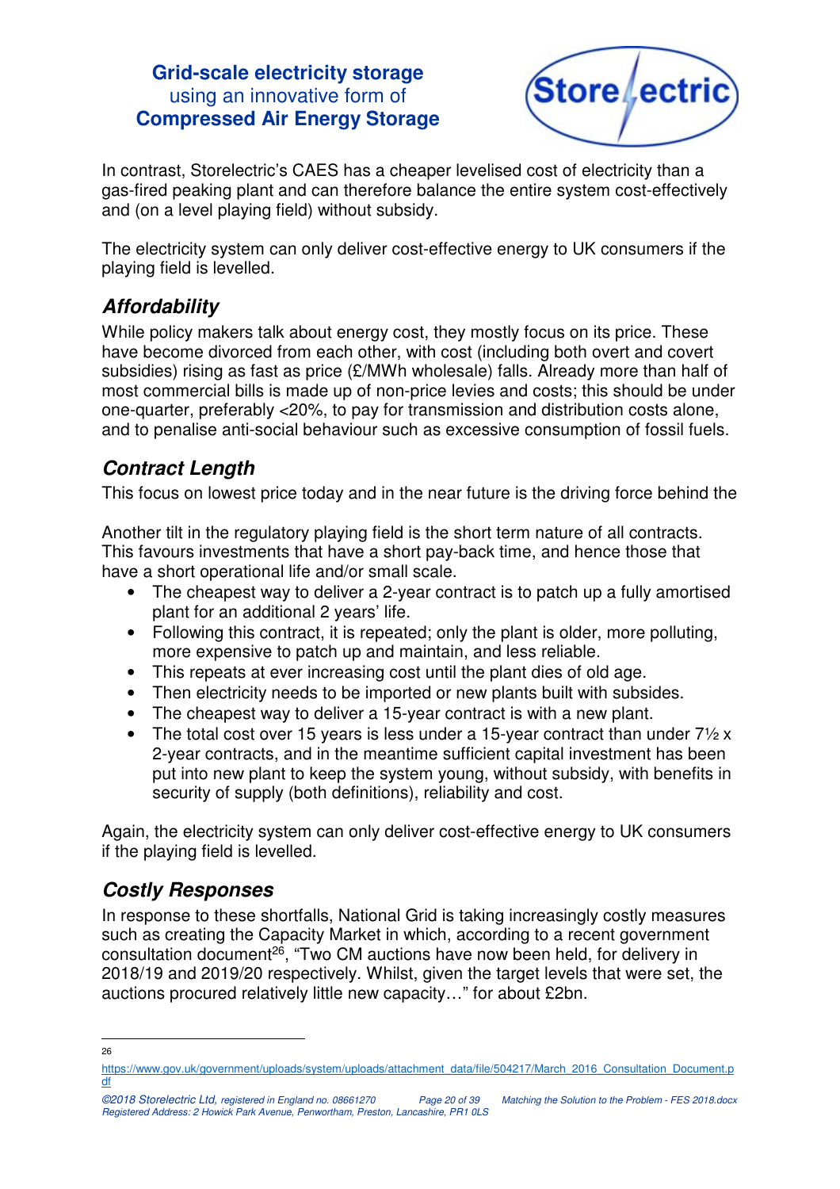In contrast, Storelectric's CAES has a cheaper levelised cost of electricity than a gas-fired peaking plant and can therefore balance the entire system cost-effectively and (on a level playing field) without subsidy.

The electricity system can only deliver cost-effective energy to UK consumers if the playing field is levelled.

## *Affordability*

While policy makers talk about energy cost, they mostly focus on its price. These have become divorced from each other, with cost (including both overt and covert subsidies) rising as fast as price (£/MWh wholesale) falls. Already more than half of most commercial bills is made up of non-price levies and costs; this should be under one-quarter, preferably <20%, to pay for transmission and distribution costs alone, and to penalise anti-social behaviour such as excessive consumption of fossil fuels.

## *Contract Length*

This focus on lowest price today and in the near future is the driving force behind the

Another tilt in the regulatory playing field is the short term nature of all contracts. This favours investments that have a short pay-back time, and hence those that have a short operational life and/or small scale.

- The cheapest way to deliver a 2-year contract is to patch up a fully amortised plant for an additional 2 years' life.
- Following this contract, it is repeated; only the plant is older, more polluting, more expensive to patch up and maintain, and less reliable.
- This repeats at ever increasing cost until the plant dies of old age.
- Then electricity needs to be imported or new plants built with subsides.
- The cheapest way to deliver a 15-year contract is with a new plant.
- The total cost over 15 years is less under a 15-year contract than under 7½ x 2-year contracts, and in the meantime sufficient capital investment has been put into new plant to keep the system young, without subsidy, with benefits in security of supply (both definitions), reliability and cost.

Again, the electricity system can only deliver cost-effective energy to UK consumers if the playing field is levelled.

## *Costly Responses*

In response to these shortfalls, National Grid is taking increasingly costly measures such as creating the Capacity Market in which, according to a recent government consultation document[26], "Two CM auctions have now been held, for delivery in 2018/19 and 2019/20 respectively. Whilst, given the target levels that were set, the auctions procured relatively little new capacity…" for about £2bn.

[26] https://www.gov.uk/government/uploads/system/uploads/attachment_data/file/504217/March_2016_Consultation_Document.pdf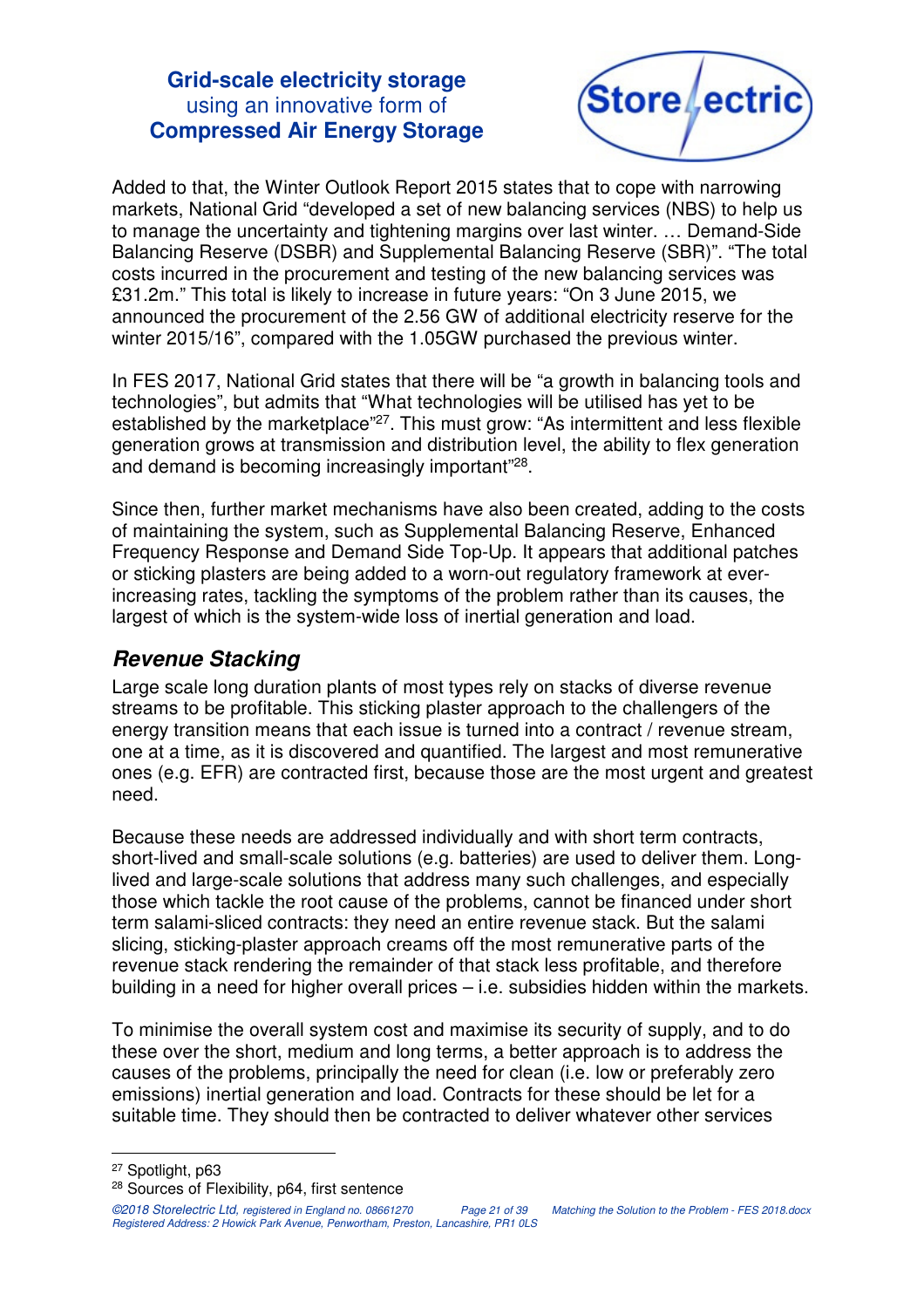Added to that, the Winter Outlook Report 2015 states that to cope with narrowing markets, National Grid "developed a set of new balancing services (NBS) to help us to manage the uncertainty and tightening margins over last winter. … Demand-Side Balancing Reserve (DSBR) and Supplemental Balancing Reserve (SBR)". "The total costs incurred in the procurement and testing of the new balancing services was £31.2m." This total is likely to increase in future years: "On 3 June 2015, we announced the procurement of the 2.56 GW of additional electricity reserve for the winter 2015/16", compared with the 1.05GW purchased the previous winter.

In FES 2017, National Grid states that there will be "a growth in balancing tools and technologies", but admits that "What technologies will be utilised has yet to be established by the marketplace"[27]. This must grow: "As intermittent and less flexible generation grows at transmission and distribution level, the ability to flex generation and demand is becoming increasingly important"[28].

Since then, further market mechanisms have also been created, adding to the costs of maintaining the system, such as Supplemental Balancing Reserve, Enhanced Frequency Response and Demand Side Top-Up. It appears that additional patches or sticking plasters are being added to a worn-out regulatory framework at ever-increasing rates, tackling the symptoms of the problem rather than its causes, the largest of which is the system-wide loss of inertial generation and load.

## *Revenue Stacking*

Large scale long duration plants of most types rely on stacks of diverse revenue streams to be profitable. This sticking plaster approach to the challengers of the energy transition means that each issue is turned into a contract / revenue stream, one at a time, as it is discovered and quantified. The largest and most remunerative ones (e.g. EFR) are contracted first, because those are the most urgent and greatest need.

Because these needs are addressed individually and with short term contracts, short-lived and small-scale solutions (e.g. batteries) are used to deliver them. Long-lived and large-scale solutions that address many such challenges, and especially those which tackle the root cause of the problems, cannot be financed under short term salami-sliced contracts: they need an entire revenue stack. But the salami slicing, sticking-plaster approach creams off the most remunerative parts of the revenue stack rendering the remainder of that stack less profitable, and therefore building in a need for higher overall prices – i.e. subsidies hidden within the markets.

To minimise the overall system cost and maximise its security of supply, and to do these over the short, medium and long terms, a better approach is to address the causes of the problems, principally the need for clean (i.e. low or preferably zero emissions) inertial generation and load. Contracts for these should be let for a suitable time. They should then be contracted to deliver whatever other services

[27] Spotlight, p63

[28] Sources of Flexibility, p64, first sentence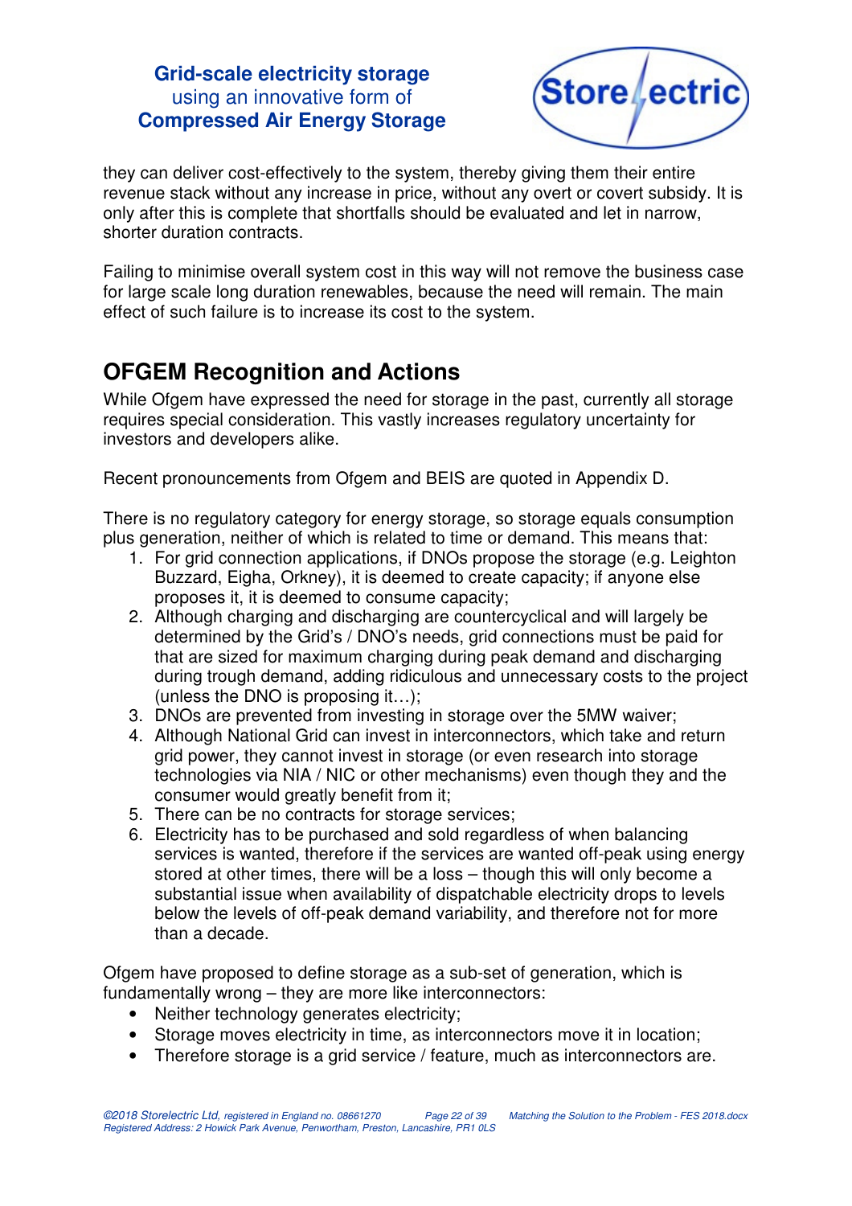they can deliver cost-effectively to the system, thereby giving them their entire revenue stack without any increase in price, without any overt or covert subsidy. It is only after this is complete that shortfalls should be evaluated and let in narrow, shorter duration contracts.

Failing to minimise overall system cost in this way will not remove the business case for large scale long duration renewables, because the need will remain. The main effect of such failure is to increase its cost to the system.

## OFGEM Recognition and Actions

While Ofgem have expressed the need for storage in the past, currently all storage requires special consideration. This vastly increases regulatory uncertainty for investors and developers alike.

Recent pronouncements from Ofgem and BEIS are quoted in Appendix D.

There is no regulatory category for energy storage, so storage equals consumption plus generation, neither of which is related to time or demand. This means that:

1. For grid connection applications, if DNOs propose the storage (e.g. Leighton Buzzard, Eigha, Orkney), it is deemed to create capacity; if anyone else proposes it, it is deemed to consume capacity;
2. Although charging and discharging are countercyclical and will largely be determined by the Grid's / DNO's needs, grid connections must be paid for that are sized for maximum charging during peak demand and discharging during trough demand, adding ridiculous and unnecessary costs to the project (unless the DNO is proposing it…);
3. DNOs are prevented from investing in storage over the 5MW waiver;
4. Although National Grid can invest in interconnectors, which take and return grid power, they cannot invest in storage (or even research into storage technologies via NIA / NIC or other mechanisms) even though they and the consumer would greatly benefit from it;
5. There can be no contracts for storage services;
6. Electricity has to be purchased and sold regardless of when balancing services is wanted, therefore if the services are wanted off-peak using energy stored at other times, there will be a loss – though this will only become a substantial issue when availability of dispatchable electricity drops to levels below the levels of off-peak demand variability, and therefore not for more than a decade.

Ofgem have proposed to define storage as a sub-set of generation, which is fundamentally wrong – they are more like interconnectors:

- Neither technology generates electricity;
- Storage moves electricity in time, as interconnectors move it in location;
- Therefore storage is a grid service / feature, much as interconnectors are.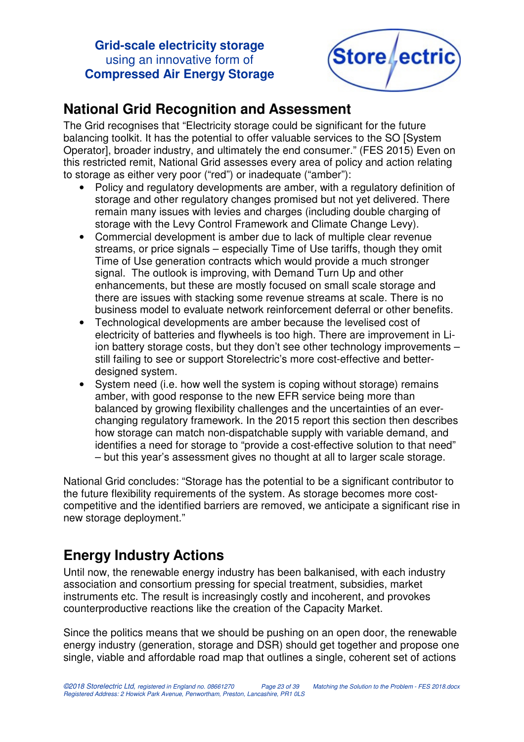## National Grid Recognition and Assessment

The Grid recognises that "Electricity storage could be significant for the future balancing toolkit. It has the potential to offer valuable services to the SO [System Operator], broader industry, and ultimately the end consumer." (FES 2015) Even on this restricted remit, National Grid assesses every area of policy and action relating to storage as either very poor ("red") or inadequate ("amber"):

- Policy and regulatory developments are amber, with a regulatory definition of storage and other regulatory changes promised but not yet delivered. There remain many issues with levies and charges (including double charging of storage with the Levy Control Framework and Climate Change Levy).
- Commercial development is amber due to lack of multiple clear revenue streams, or price signals – especially Time of Use tariffs, though they omit Time of Use generation contracts which would provide a much stronger signal. The outlook is improving, with Demand Turn Up and other enhancements, but these are mostly focused on small scale storage and there are issues with stacking some revenue streams at scale. There is no business model to evaluate network reinforcement deferral or other benefits.
- Technological developments are amber because the levelised cost of electricity of batteries and flywheels is too high. There are improvement in Li-ion battery storage costs, but they don't see other technology improvements – still failing to see or support Storelectric's more cost-effective and better-designed system.
- System need (i.e. how well the system is coping without storage) remains amber, with good response to the new EFR service being more than balanced by growing flexibility challenges and the uncertainties of an ever-changing regulatory framework. In the 2015 report this section then describes how storage can match non-dispatchable supply with variable demand, and identifies a need for storage to "provide a cost-effective solution to that need" – but this year's assessment gives no thought at all to larger scale storage.

National Grid concludes: "Storage has the potential to be a significant contributor to the future flexibility requirements of the system. As storage becomes more cost-competitive and the identified barriers are removed, we anticipate a significant rise in new storage deployment."

## Energy Industry Actions

Until now, the renewable energy industry has been balkanised, with each industry association and consortium pressing for special treatment, subsidies, market instruments etc. The result is increasingly costly and incoherent, and provokes counterproductive reactions like the creation of the Capacity Market.

Since the politics means that we should be pushing on an open door, the renewable energy industry (generation, storage and DSR) should get together and propose one single, viable and affordable road map that outlines a single, coherent set of actions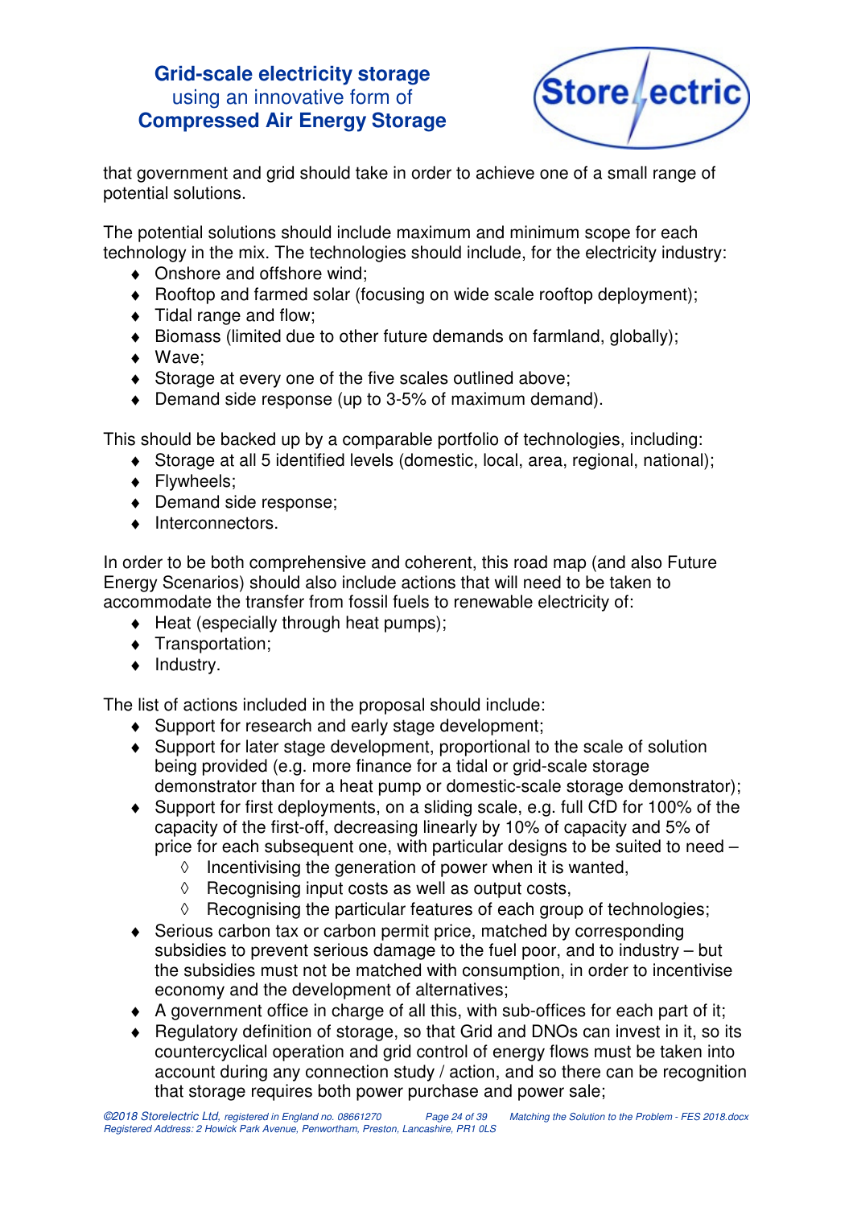that government and grid should take in order to achieve one of a small range of potential solutions.

The potential solutions should include maximum and minimum scope for each technology in the mix. The technologies should include, for the electricity industry:

- Onshore and offshore wind;
- Rooftop and farmed solar (focusing on wide scale rooftop deployment);
- Tidal range and flow;
- Biomass (limited due to other future demands on farmland, globally);
- Wave;
- Storage at every one of the five scales outlined above;
- Demand side response (up to 3-5% of maximum demand).

This should be backed up by a comparable portfolio of technologies, including:

- Storage at all 5 identified levels (domestic, local, area, regional, national);
- Flywheels;
- Demand side response;
- Interconnectors.

In order to be both comprehensive and coherent, this road map (and also Future Energy Scenarios) should also include actions that will need to be taken to accommodate the transfer from fossil fuels to renewable electricity of:

- Heat (especially through heat pumps);
- Transportation;
- Industry.

The list of actions included in the proposal should include:

- Support for research and early stage development;
- Support for later stage development, proportional to the scale of solution being provided (e.g. more finance for a tidal or grid-scale storage demonstrator than for a heat pump or domestic-scale storage demonstrator);
- Support for first deployments, on a sliding scale, e.g. full CfD for 100% of the capacity of the first-off, decreasing linearly by 10% of capacity and 5% of price for each subsequent one, with particular designs to be suited to need –
  - ◊ Incentivising the generation of power when it is wanted,
  - ◊ Recognising input costs as well as output costs,
  - ◊ Recognising the particular features of each group of technologies;
- Serious carbon tax or carbon permit price, matched by corresponding subsidies to prevent serious damage to the fuel poor, and to industry – but the subsidies must not be matched with consumption, in order to incentivise economy and the development of alternatives;
- A government office in charge of all this, with sub-offices for each part of it;
- Regulatory definition of storage, so that Grid and DNOs can invest in it, so its countercyclical operation and grid control of energy flows must be taken into account during any connection study / action, and so there can be recognition that storage requires both power purchase and power sale;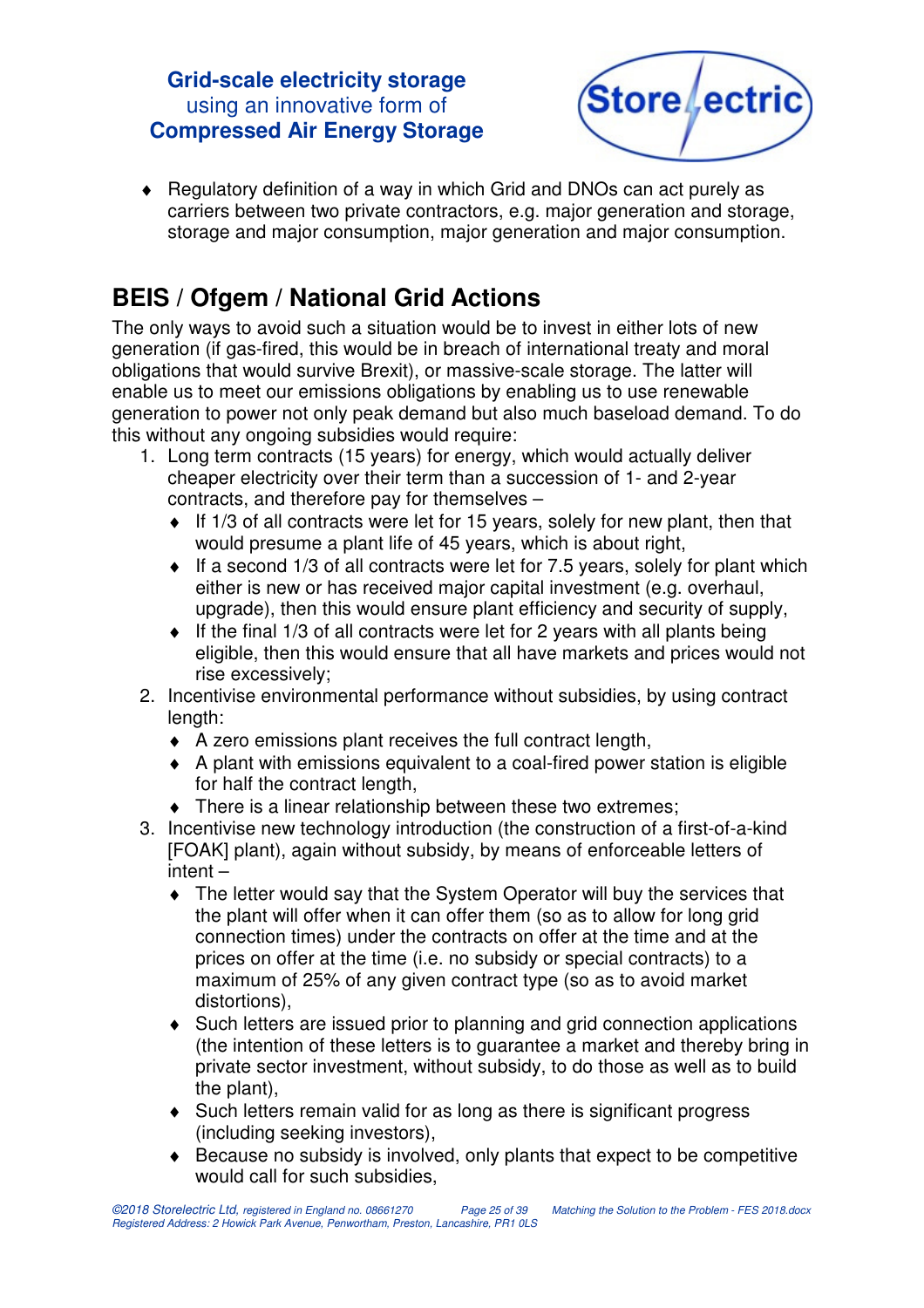- Regulatory definition of a way in which Grid and DNOs can act purely as carriers between two private contractors, e.g. major generation and storage, storage and major consumption, major generation and major consumption.

## BEIS / Ofgem / National Grid Actions

The only ways to avoid such a situation would be to invest in either lots of new generation (if gas-fired, this would be in breach of international treaty and moral obligations that would survive Brexit), or massive-scale storage. The latter will enable us to meet our emissions obligations by enabling us to use renewable generation to power not only peak demand but also much baseload demand. To do this without any ongoing subsidies would require:

1. Long term contracts (15 years) for energy, which would actually deliver cheaper electricity over their term than a succession of 1- and 2-year contracts, and therefore pay for themselves –
   - If 1/3 of all contracts were let for 15 years, solely for new plant, then that would presume a plant life of 45 years, which is about right,
   - If a second 1/3 of all contracts were let for 7.5 years, solely for plant which either is new or has received major capital investment (e.g. overhaul, upgrade), then this would ensure plant efficiency and security of supply,
   - If the final 1/3 of all contracts were let for 2 years with all plants being eligible, then this would ensure that all have markets and prices would not rise excessively;
2. Incentivise environmental performance without subsidies, by using contract length:
   - A zero emissions plant receives the full contract length,
   - A plant with emissions equivalent to a coal-fired power station is eligible for half the contract length,
   - There is a linear relationship between these two extremes;
3. Incentivise new technology introduction (the construction of a first-of-a-kind [FOAK] plant), again without subsidy, by means of enforceable letters of intent –
   - The letter would say that the System Operator will buy the services that the plant will offer when it can offer them (so as to allow for long grid connection times) under the contracts on offer at the time and at the prices on offer at the time (i.e. no subsidy or special contracts) to a maximum of 25% of any given contract type (so as to avoid market distortions),
   - Such letters are issued prior to planning and grid connection applications (the intention of these letters is to guarantee a market and thereby bring in private sector investment, without subsidy, to do those as well as to build the plant),
   - Such letters remain valid for as long as there is significant progress (including seeking investors),
   - Because no subsidy is involved, only plants that expect to be competitive would call for such subsidies,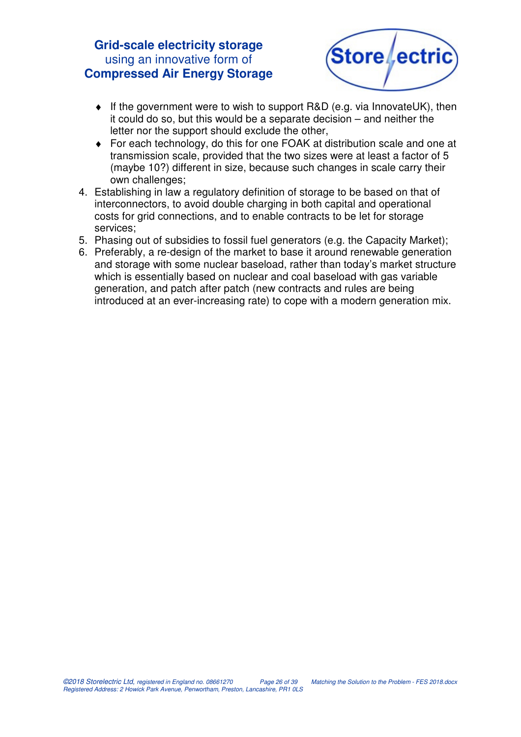- If the government were to wish to support R&D (e.g. via InnovateUK), then it could do so, but this would be a separate decision – and neither the letter nor the support should exclude the other,
- For each technology, do this for one FOAK at distribution scale and one at transmission scale, provided that the two sizes were at least a factor of 5 (maybe 10?) different in size, because such changes in scale carry their own challenges;

4. Establishing in law a regulatory definition of storage to be based on that of interconnectors, to avoid double charging in both capital and operational costs for grid connections, and to enable contracts to be let for storage services;
5. Phasing out of subsidies to fossil fuel generators (e.g. the Capacity Market);
6. Preferably, a re-design of the market to base it around renewable generation and storage with some nuclear baseload, rather than today's market structure which is essentially based on nuclear and coal baseload with gas variable generation, and patch after patch (new contracts and rules are being introduced at an ever-increasing rate) to cope with a modern generation mix.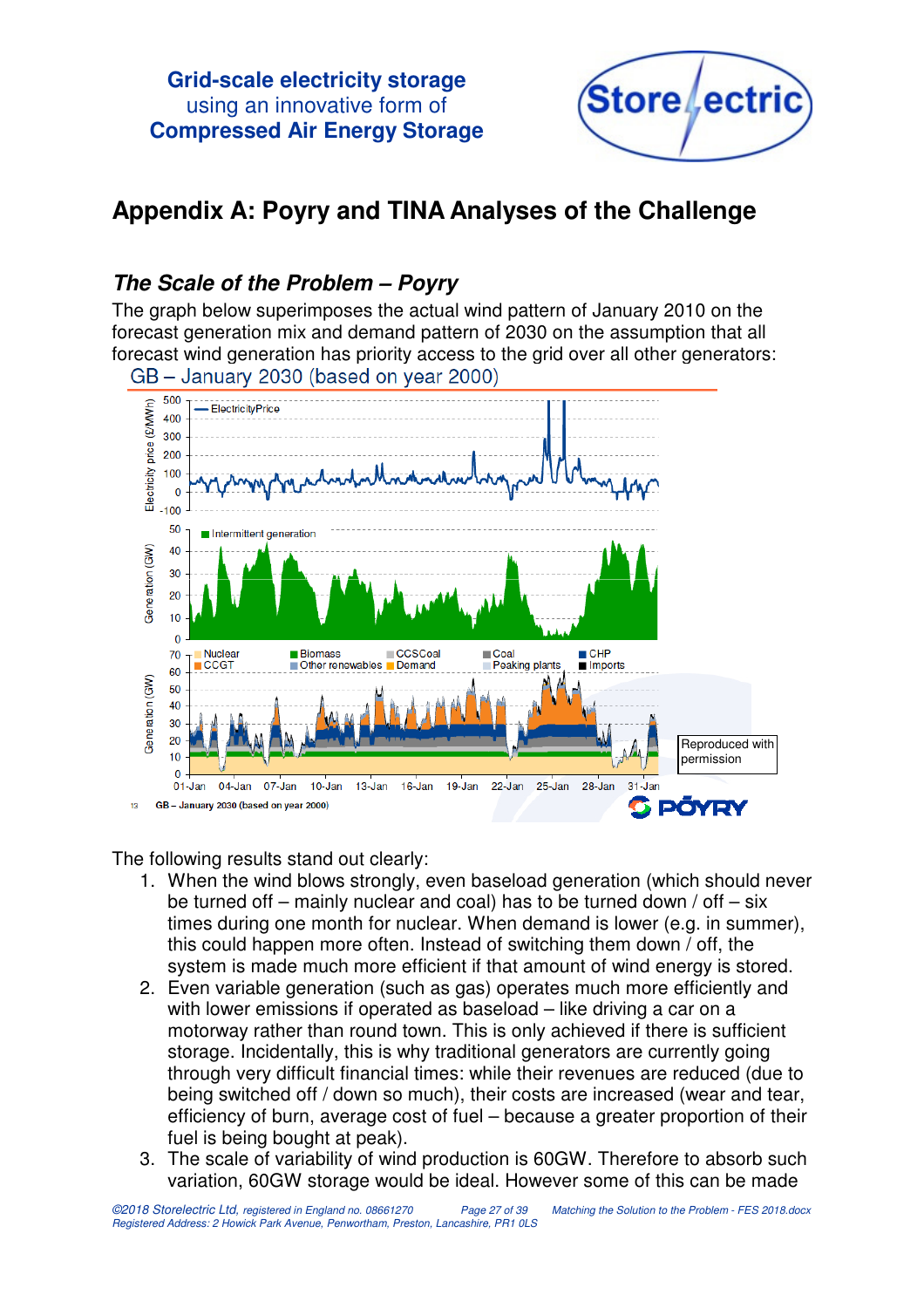# Appendix A: Poyry and TINA Analyses of the Challenge

## *The Scale of the Problem – Poyry*

The graph below superimposes the actual wind pattern of January 2010 on the forecast generation mix and demand pattern of 2030 on the assumption that all forecast wind generation has priority access to the grid over all other generators:

GB – January 2030 (based on year 2000)

Electricity price (£/MWh)
500
400
300
200
100
0
-100
ElectricityPrice

Generation (GW)
50
40
30
20
10
0
Intermittent generation

Generation (GW)
70
60
50
40
30
20
10
0
Nuclear
CCGT
Biomass
Other renewables
CCSCoal
Demand
Coal
Peaking plants
CHP
Imports

01-Jan 04-Jan 07-Jan 10-Jan 13-Jan 16-Jan 19-Jan 22-Jan 25-Jan 28-Jan 31-Jan

Reproduced with permission

13 GB – January 2030 (based on year 2000)

PÖYRY

The following results stand out clearly:

1. When the wind blows strongly, even baseload generation (which should never be turned off – mainly nuclear and coal) has to be turned down / off – six times during one month for nuclear. When demand is lower (e.g. in summer), this could happen more often. Instead of switching them down / off, the system is made much more efficient if that amount of wind energy is stored.
2. Even variable generation (such as gas) operates much more efficiently and with lower emissions if operated as baseload – like driving a car on a motorway rather than round town. This is only achieved if there is sufficient storage. Incidentally, this is why traditional generators are currently going through very difficult financial times: while their revenues are reduced (due to being switched off / down so much), their costs are increased (wear and tear, efficiency of burn, average cost of fuel – because a greater proportion of their fuel is being bought at peak).
3. The scale of variability of wind production is 60GW. Therefore to absorb such variation, 60GW storage would be ideal. However some of this can be made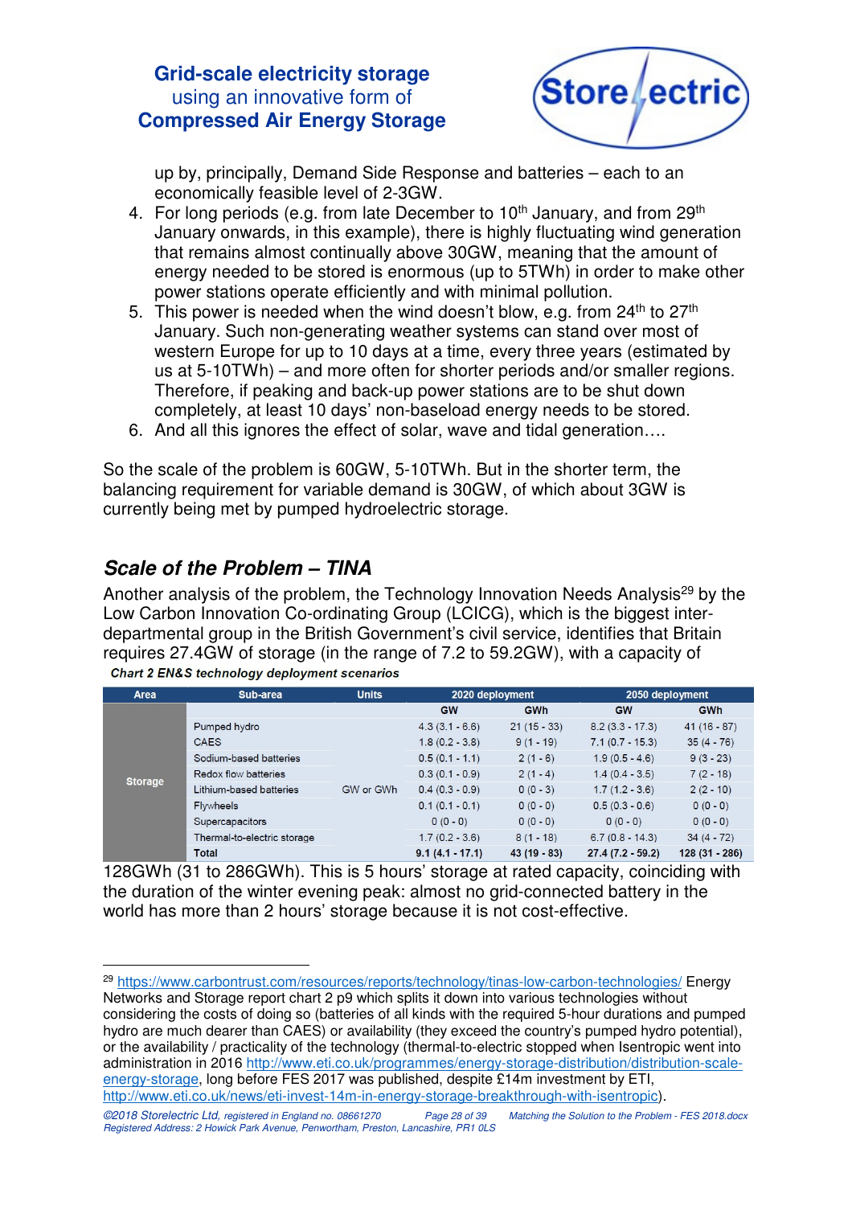up by, principally, Demand Side Response and batteries – each to an economically feasible level of 2-3GW.

4. For long periods (e.g. from late December to 10th January, and from 29th January onwards, in this example), there is highly fluctuating wind generation that remains almost continually above 30GW, meaning that the amount of energy needed to be stored is enormous (up to 5TWh) in order to make other power stations operate efficiently and with minimal pollution.
5. This power is needed when the wind doesn't blow, e.g. from 24th to 27th January. Such non-generating weather systems can stand over most of western Europe for up to 10 days at a time, every three years (estimated by us at 5-10TWh) – and more often for shorter periods and/or smaller regions. Therefore, if peaking and back-up power stations are to be shut down completely, at least 10 days' non-baseload energy needs to be stored.
6. And all this ignores the effect of solar, wave and tidal generation….

So the scale of the problem is 60GW, 5-10TWh. But in the shorter term, the balancing requirement for variable demand is 30GW, of which about 3GW is currently being met by pumped hydroelectric storage.

## *Scale of the Problem – TINA*

Another analysis of the problem, the Technology Innovation Needs Analysis[29] by the Low Carbon Innovation Co-ordinating Group (LCICG), which is the biggest inter-departmental group in the British Government's civil service, identifies that Britain requires 27.4GW of storage (in the range of 7.2 to 59.2GW), with a capacity of 128GWh (31 to 286GWh). This is 5 hours' storage at rated capacity, coinciding with the duration of the winter evening peak: almost no grid-connected battery in the world has more than 2 hours' storage because it is not cost-effective.

***Chart 2 EN&S technology deployment scenarios***

| Area | Sub-area | Units | 2020 deployment | | 2050 deployment | |
|---|---|---|---|---|---|---|
| | | | GW | GWh | GW | GWh |
| Storage | Pumped hydro | GW or GWh | 4.3 (3.1 - 6.6) | 21 (15 - 33) | 8.2 (3.3 - 17.3) | 41 (16 - 87) |
| | CAES | | 1.8 (0.2 - 3.8) | 9 (1 - 19) | 7.1 (0.7 - 15.3) | 35 (4 - 76) |
| | Sodium-based batteries | | 0.5 (0.1 - 1.1) | 2 (1 - 6) | 1.9 (0.5 - 4.6) | 9 (3 - 23) |
| | Redox flow batteries | | 0.3 (0.1 - 0.9) | 2 (1 - 4) | 1.4 (0.4 - 3.5) | 7 (2 - 18) |
| | Lithium-based batteries | | 0.4 (0.3 - 0.9) | 0 (0 - 3) | 1.7 (1.2 - 3.6) | 2 (2 - 10) |
| | Flywheels | | 0.1 (0.1 - 0.1) | 0 (0 - 0) | 0.5 (0.3 - 0.6) | 0 (0 - 0) |
| | Supercapacitors | | 0 (0 - 0) | 0 (0 - 0) | 0 (0 - 0) | 0 (0 - 0) |
| | Thermal-to-electric storage | | 1.7 (0.2 - 3.6) | 8 (1 - 18) | 6.7 (0.8 - 14.3) | 34 (4 - 72) |
| | **Total** | | **9.1 (4.1 - 17.1)** | **43 (19 - 83)** | **27.4 (7.2 - 59.2)** | **128 (31 - 286)** |

---

[29] https://www.carbontrust.com/resources/reports/technology/tinas-low-carbon-technologies/ Energy Networks and Storage report chart 2 p9 which splits it down into various technologies without considering the costs of doing so (batteries of all kinds with the required 5-hour durations and pumped hydro are much dearer than CAES) or availability (they exceed the country's pumped hydro potential), or the availability / practicality of the technology (thermal-to-electric stopped when Isentropic went into administration in 2016 http://www.eti.co.uk/programmes/energy-storage-distribution/distribution-scale-energy-storage, long before FES 2017 was published, despite £14m investment by ETI, http://www.eti.co.uk/news/eti-invest-14m-in-energy-storage-breakthrough-with-isentropic).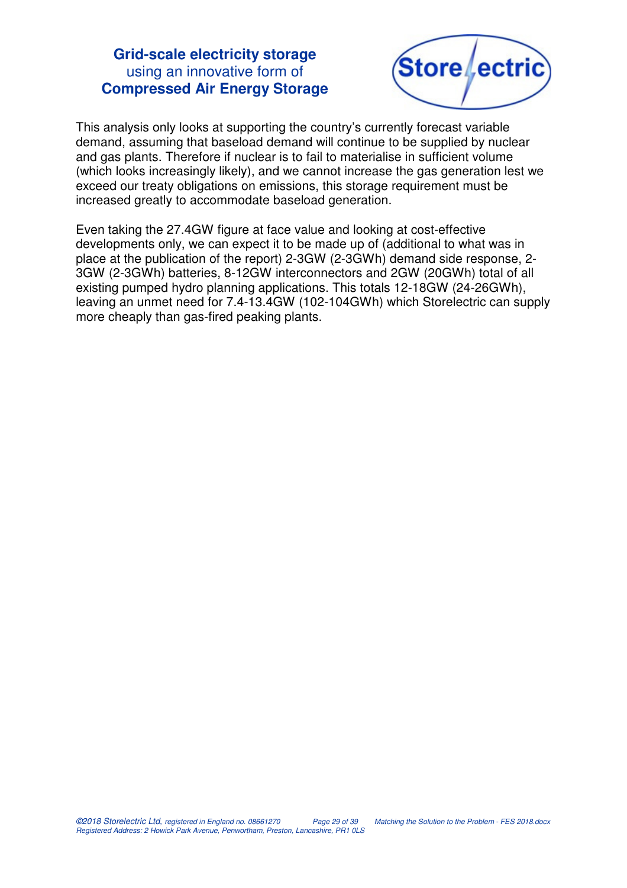This analysis only looks at supporting the country's currently forecast variable demand, assuming that baseload demand will continue to be supplied by nuclear and gas plants. Therefore if nuclear is to fail to materialise in sufficient volume (which looks increasingly likely), and we cannot increase the gas generation lest we exceed our treaty obligations on emissions, this storage requirement must be increased greatly to accommodate baseload generation.

Even taking the 27.4GW figure at face value and looking at cost-effective developments only, we can expect it to be made up of (additional to what was in place at the publication of the report) 2-3GW (2-3GWh) demand side response, 2-3GW (2-3GWh) batteries, 8-12GW interconnectors and 2GW (20GWh) total of all existing pumped hydro planning applications. This totals 12-18GW (24-26GWh), leaving an unmet need for 7.4-13.4GW (102-104GWh) which Storelectric can supply more cheaply than gas-fired peaking plants.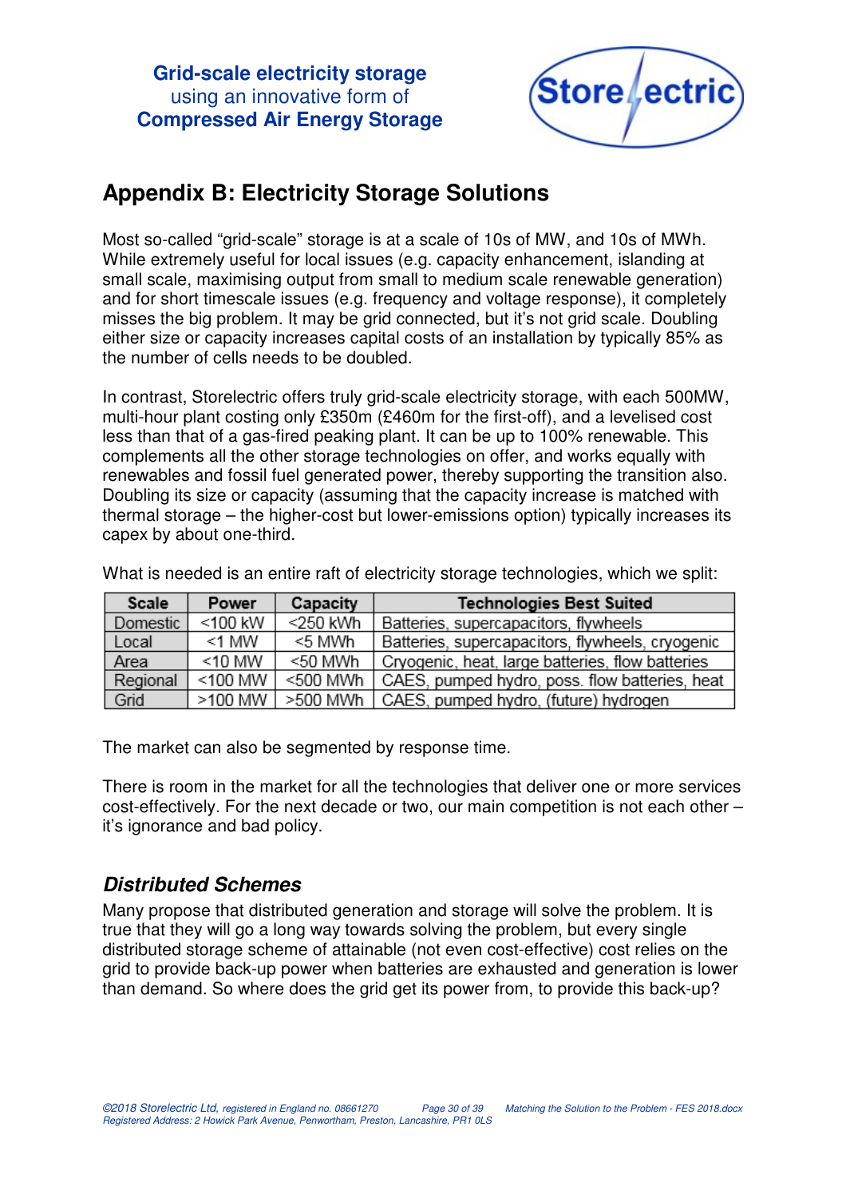# Appendix B: Electricity Storage Solutions

Most so-called "grid-scale" storage is at a scale of 10s of MW, and 10s of MWh. While extremely useful for local issues (e.g. capacity enhancement, islanding at small scale, maximising output from small to medium scale renewable generation) and for short timescale issues (e.g. frequency and voltage response), it completely misses the big problem. It may be grid connected, but it's not grid scale. Doubling either size or capacity increases capital costs of an installation by typically 85% as the number of cells needs to be doubled.

In contrast, Storelectric offers truly grid-scale electricity storage, with each 500MW, multi-hour plant costing only £350m (£460m for the first-off), and a levelised cost less than that of a gas-fired peaking plant. It can be up to 100% renewable. This complements all the other storage technologies on offer, and works equally with renewables and fossil fuel generated power, thereby supporting the transition also. Doubling its size or capacity (assuming that the capacity increase is matched with thermal storage – the higher-cost but lower-emissions option) typically increases its capex by about one-third.

What is needed is an entire raft of electricity storage technologies, which we split:

| Scale | Power | Capacity | Technologies Best Suited |
|---|---|---|---|
| Domestic | <100 kW | <250 kWh | Batteries, supercapacitors, flywheels |
| Local | <1 MW | <5 MWh | Batteries, supercapacitors, flywheels, cryogenic |
| Area | <10 MW | <50 MWh | Cryogenic, heat, large batteries, flow batteries |
| Regional | <100 MW | <500 MWh | CAES, pumped hydro, poss. flow batteries, heat |
| Grid | >100 MW | >500 MWh | CAES, pumped hydro, (future) hydrogen |

The market can also be segmented by response time.

There is room in the market for all the technologies that deliver one or more services cost-effectively. For the next decade or two, our main competition is not each other – it's ignorance and bad policy.

## *Distributed Schemes*

Many propose that distributed generation and storage will solve the problem. It is true that they will go a long way towards solving the problem, but every single distributed storage scheme of attainable (not even cost-effective) cost relies on the grid to provide back-up power when batteries are exhausted and generation is lower than demand. So where does the grid get its power from, to provide this back-up?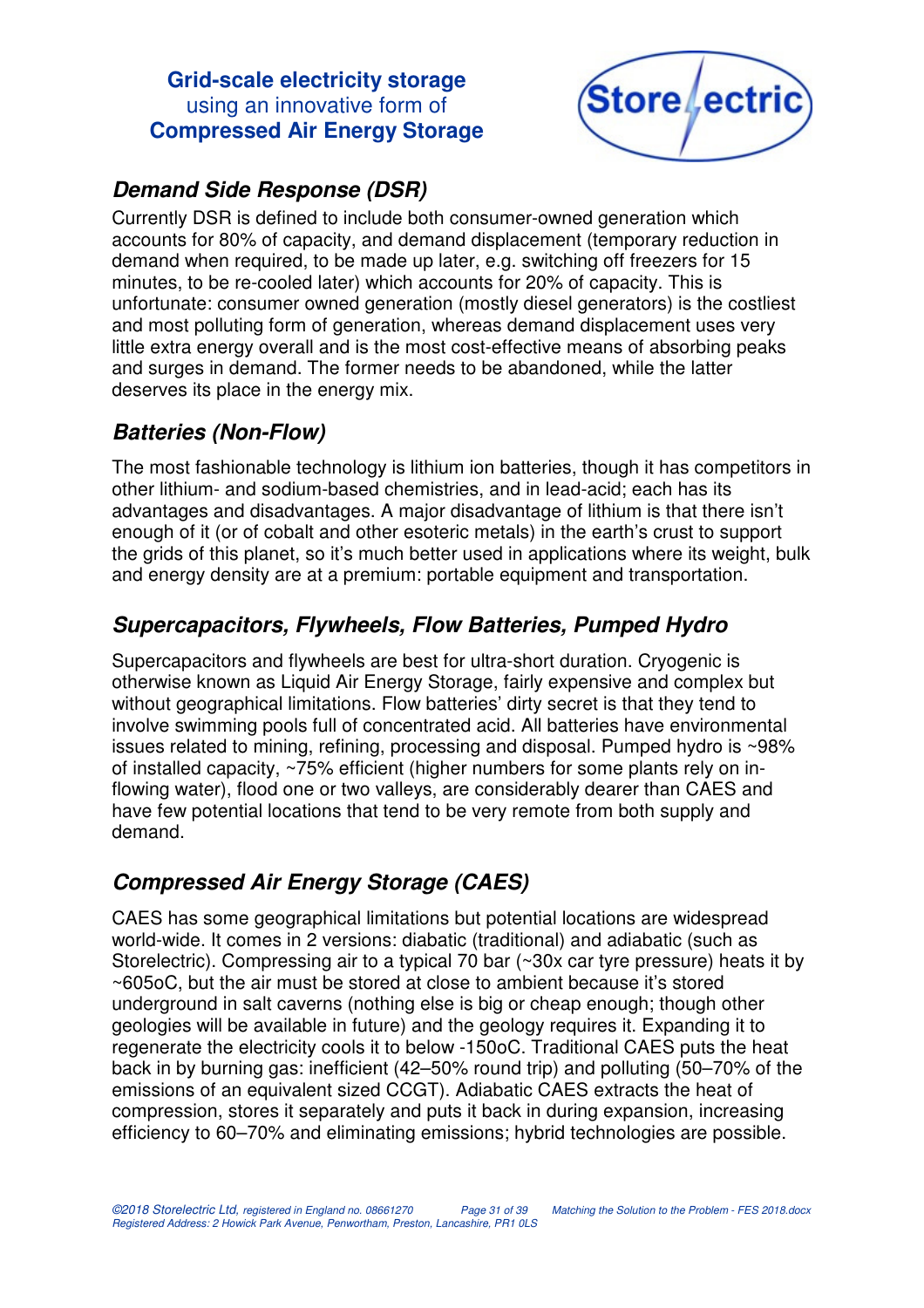## Demand Side Response (DSR)

Currently DSR is defined to include both consumer-owned generation which accounts for 80% of capacity, and demand displacement (temporary reduction in demand when required, to be made up later, e.g. switching off freezers for 15 minutes, to be re-cooled later) which accounts for 20% of capacity. This is unfortunate: consumer owned generation (mostly diesel generators) is the costliest and most polluting form of generation, whereas demand displacement uses very little extra energy overall and is the most cost-effective means of absorbing peaks and surges in demand. The former needs to be abandoned, while the latter deserves its place in the energy mix.

## Batteries (Non-Flow)

The most fashionable technology is lithium ion batteries, though it has competitors in other lithium- and sodium-based chemistries, and in lead-acid; each has its advantages and disadvantages. A major disadvantage of lithium is that there isn't enough of it (or of cobalt and other esoteric metals) in the earth's crust to support the grids of this planet, so it's much better used in applications where its weight, bulk and energy density are at a premium: portable equipment and transportation.

## Supercapacitors, Flywheels, Flow Batteries, Pumped Hydro

Supercapacitors and flywheels are best for ultra-short duration. Cryogenic is otherwise known as Liquid Air Energy Storage, fairly expensive and complex but without geographical limitations. Flow batteries' dirty secret is that they tend to involve swimming pools full of concentrated acid. All batteries have environmental issues related to mining, refining, processing and disposal. Pumped hydro is ~98% of installed capacity, ~75% efficient (higher numbers for some plants rely on in-flowing water), flood one or two valleys, are considerably dearer than CAES and have few potential locations that tend to be very remote from both supply and demand.

## Compressed Air Energy Storage (CAES)

CAES has some geographical limitations but potential locations are widespread world-wide. It comes in 2 versions: diabatic (traditional) and adiabatic (such as Storelectric). Compressing air to a typical 70 bar (~30x car tyre pressure) heats it by ~605oC, but the air must be stored at close to ambient because it's stored underground in salt caverns (nothing else is big or cheap enough; though other geologies will be available in future) and the geology requires it. Expanding it to regenerate the electricity cools it to below -150oC. Traditional CAES puts the heat back in by burning gas: inefficient (42–50% round trip) and polluting (50–70% of the emissions of an equivalent sized CCGT). Adiabatic CAES extracts the heat of compression, stores it separately and puts it back in during expansion, increasing efficiency to 60–70% and eliminating emissions; hybrid technologies are possible.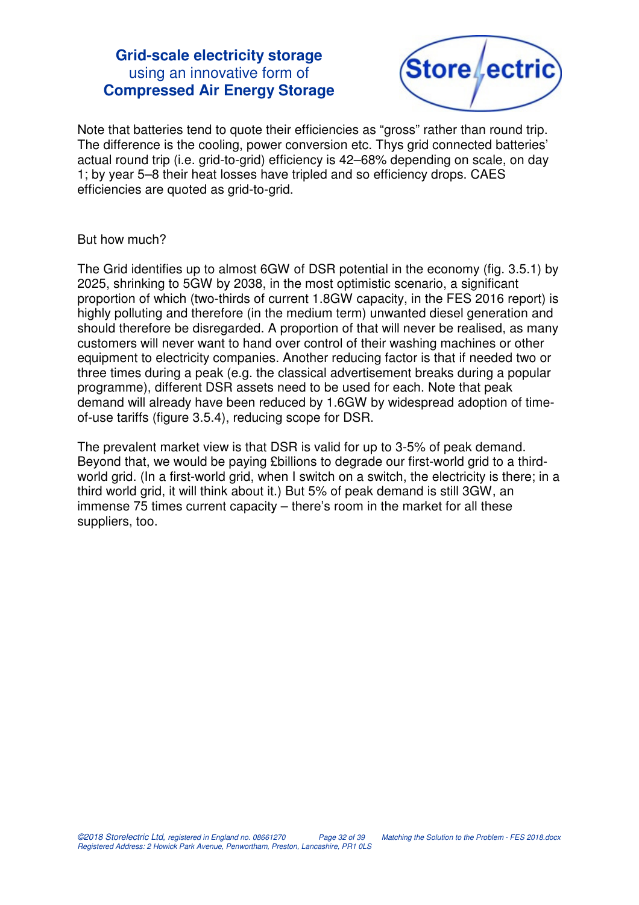Note that batteries tend to quote their efficiencies as "gross" rather than round trip. The difference is the cooling, power conversion etc. Thys grid connected batteries' actual round trip (i.e. grid-to-grid) efficiency is 42–68% depending on scale, on day 1; by year 5–8 their heat losses have tripled and so efficiency drops. CAES efficiencies are quoted as grid-to-grid.

But how much?

The Grid identifies up to almost 6GW of DSR potential in the economy (fig. 3.5.1) by 2025, shrinking to 5GW by 2038, in the most optimistic scenario, a significant proportion of which (two-thirds of current 1.8GW capacity, in the FES 2016 report) is highly polluting and therefore (in the medium term) unwanted diesel generation and should therefore be disregarded. A proportion of that will never be realised, as many customers will never want to hand over control of their washing machines or other equipment to electricity companies. Another reducing factor is that if needed two or three times during a peak (e.g. the classical advertisement breaks during a popular programme), different DSR assets need to be used for each. Note that peak demand will already have been reduced by 1.6GW by widespread adoption of time-of-use tariffs (figure 3.5.4), reducing scope for DSR.

The prevalent market view is that DSR is valid for up to 3-5% of peak demand. Beyond that, we would be paying £billions to degrade our first-world grid to a third-world grid. (In a first-world grid, when I switch on a switch, the electricity is there; in a third world grid, it will think about it.) But 5% of peak demand is still 3GW, an immense 75 times current capacity – there's room in the market for all these suppliers, too.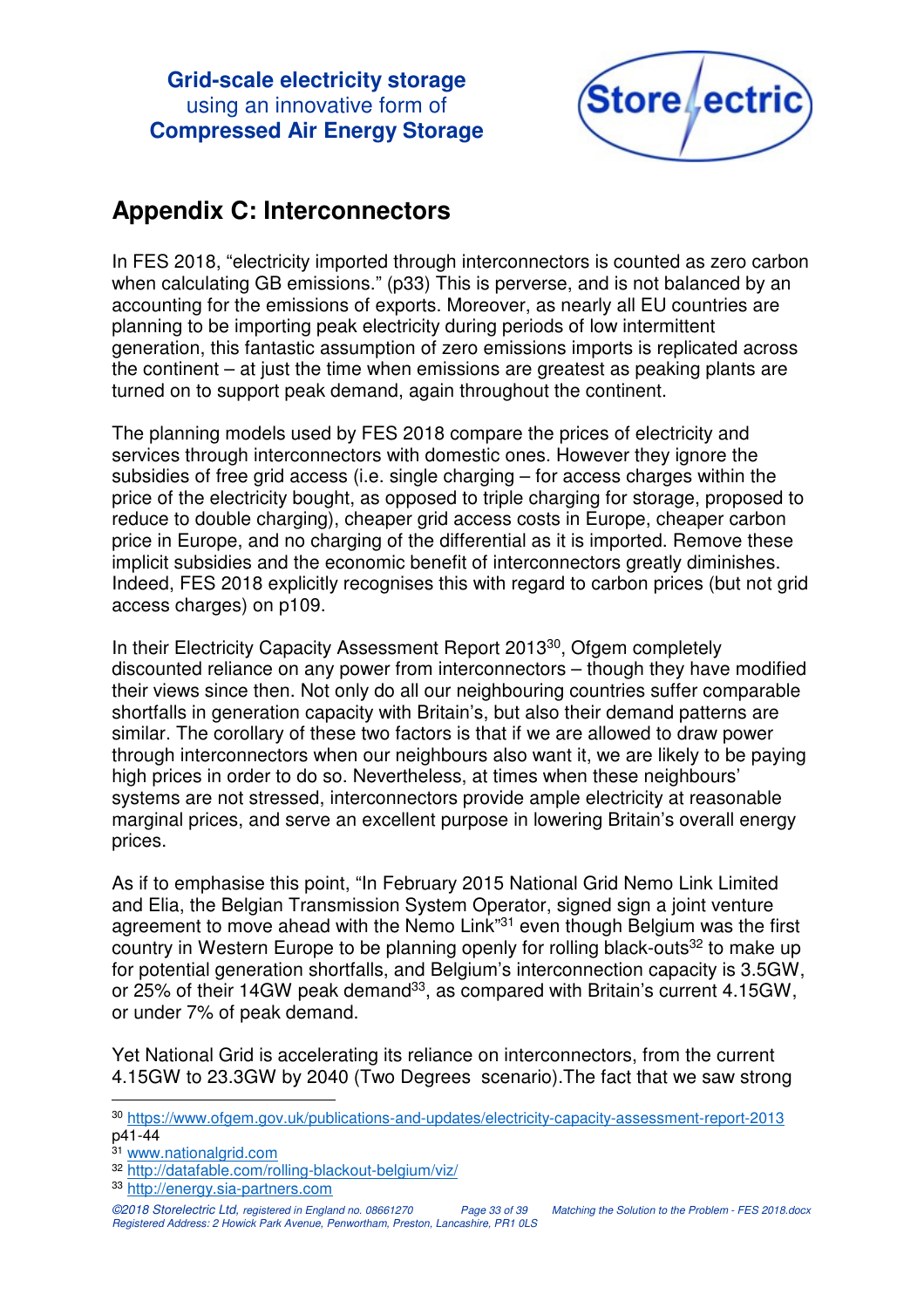## Appendix C: Interconnectors

In FES 2018, "electricity imported through interconnectors is counted as zero carbon when calculating GB emissions." (p33) This is perverse, and is not balanced by an accounting for the emissions of exports. Moreover, as nearly all EU countries are planning to be importing peak electricity during periods of low intermittent generation, this fantastic assumption of zero emissions imports is replicated across the continent – at just the time when emissions are greatest as peaking plants are turned on to support peak demand, again throughout the continent.

The planning models used by FES 2018 compare the prices of electricity and services through interconnectors with domestic ones. However they ignore the subsidies of free grid access (i.e. single charging – for access charges within the price of the electricity bought, as opposed to triple charging for storage, proposed to reduce to double charging), cheaper grid access costs in Europe, cheaper carbon price in Europe, and no charging of the differential as it is imported. Remove these implicit subsidies and the economic benefit of interconnectors greatly diminishes. Indeed, FES 2018 explicitly recognises this with regard to carbon prices (but not grid access charges) on p109.

In their Electricity Capacity Assessment Report 2013[30], Ofgem completely discounted reliance on any power from interconnectors – though they have modified their views since then. Not only do all our neighbouring countries suffer comparable shortfalls in generation capacity with Britain's, but also their demand patterns are similar. The corollary of these two factors is that if we are allowed to draw power through interconnectors when our neighbours also want it, we are likely to be paying high prices in order to do so. Nevertheless, at times when these neighbours' systems are not stressed, interconnectors provide ample electricity at reasonable marginal prices, and serve an excellent purpose in lowering Britain's overall energy prices.

As if to emphasise this point, "In February 2015 National Grid Nemo Link Limited and Elia, the Belgian Transmission System Operator, signed sign a joint venture agreement to move ahead with the Nemo Link"[31] even though Belgium was the first country in Western Europe to be planning openly for rolling black-outs[32] to make up for potential generation shortfalls, and Belgium's interconnection capacity is 3.5GW, or 25% of their 14GW peak demand[33], as compared with Britain's current 4.15GW, or under 7% of peak demand.

Yet National Grid is accelerating its reliance on interconnectors, from the current 4.15GW to 23.3GW by 2040 (Two Degrees scenario).The fact that we saw strong

---

[30] https://www.ofgem.gov.uk/publications-and-updates/electricity-capacity-assessment-report-2013 p41-44

[31] www.nationalgrid.com

[32] http://datafable.com/rolling-blackout-belgium/viz/

[33] http://energy.sia-partners.com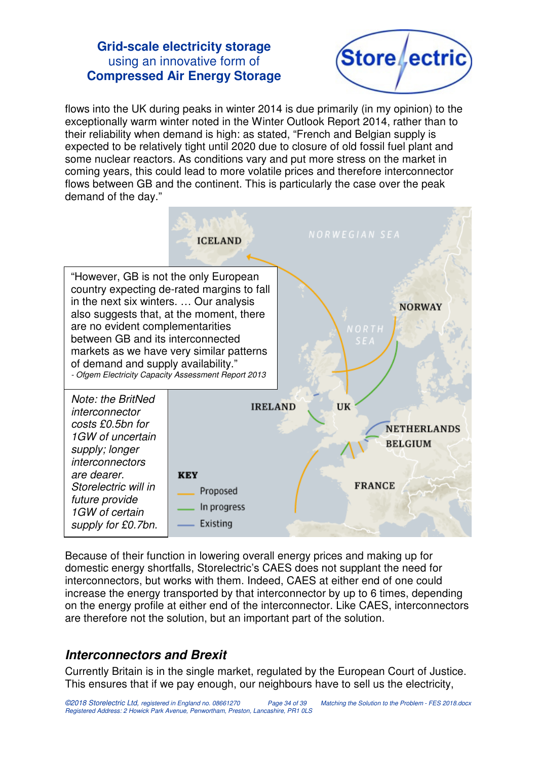flows into the UK during peaks in winter 2014 is due primarily (in my opinion) to the exceptionally warm winter noted in the Winter Outlook Report 2014, rather than to their reliability when demand is high: as stated, "French and Belgian supply is expected to be relatively tight until 2020 due to closure of old fossil fuel plant and some nuclear reactors. As conditions vary and put more stress on the market in coming years, this could lead to more volatile prices and therefore interconnector flows between GB and the continent. This is particularly the case over the peak demand of the day."

"However, GB is not the only European country expecting de-rated margins to fall in the next six winters. … Our analysis also suggests that, at the moment, there are no evident complementarities between GB and its interconnected markets as we have very similar patterns of demand and supply availability."
*- Ofgem Electricity Capacity Assessment Report 2013*

*Note: the BritNed interconnector costs £0.5bn for 1GW of uncertain supply; longer interconnectors are dearer. Storelectric will in future provide 1GW of certain supply for £0.7bn.*

ICELAND
NORWEGIAN SEA
NORWAY
NORTH SEA
IRELAND
UK
NETHERLANDS
BELGIUM
FRANCE
KEY
Proposed
In progress
Existing

Because of their function in lowering overall energy prices and making up for domestic energy shortfalls, Storelectric's CAES does not supplant the need for interconnectors, but works with them. Indeed, CAES at either end of one could increase the energy transported by that interconnector by up to 6 times, depending on the energy profile at either end of the interconnector. Like CAES, interconnectors are therefore not the solution, but an important part of the solution.

## Interconnectors and Brexit

Currently Britain is in the single market, regulated by the European Court of Justice. This ensures that if we pay enough, our neighbours have to sell us the electricity,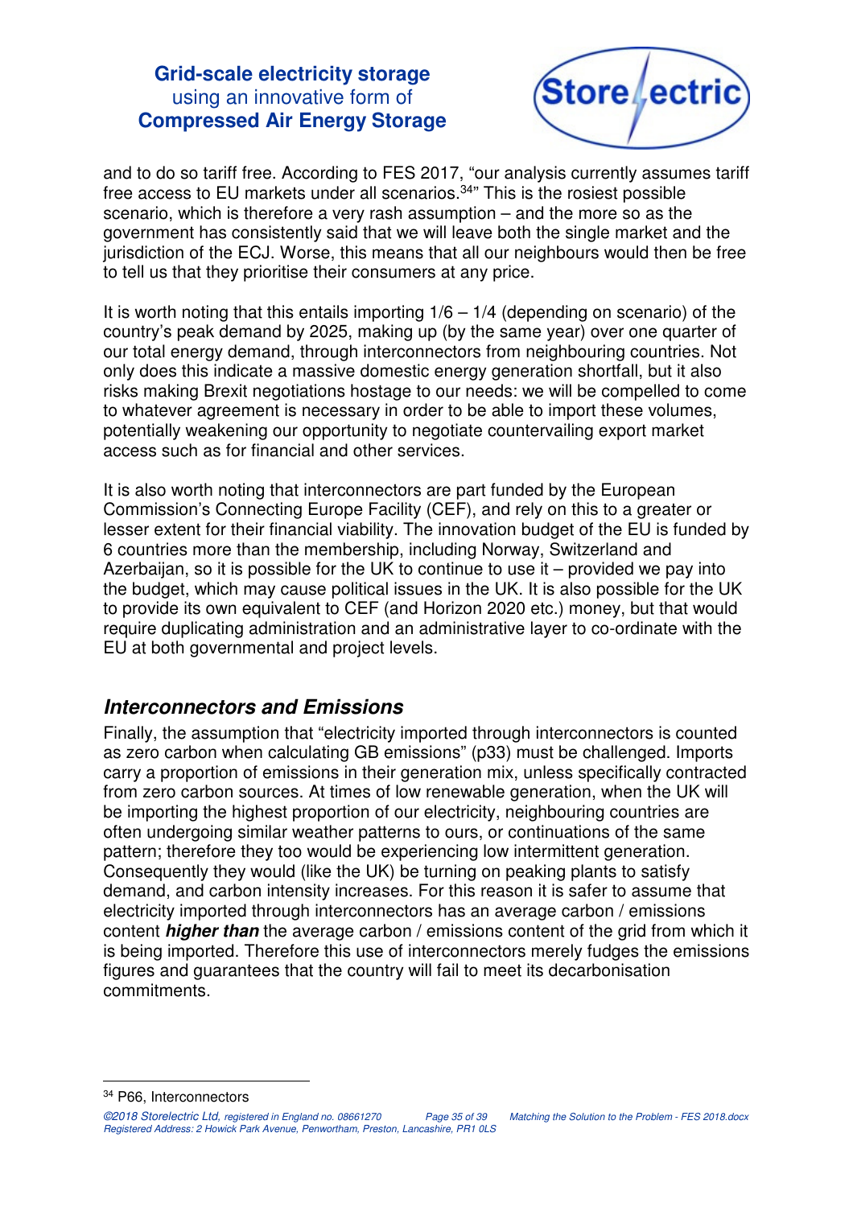and to do so tariff free. According to FES 2017, "our analysis currently assumes tariff free access to EU markets under all scenarios.[34]" This is the rosiest possible scenario, which is therefore a very rash assumption – and the more so as the government has consistently said that we will leave both the single market and the jurisdiction of the ECJ. Worse, this means that all our neighbours would then be free to tell us that they prioritise their consumers at any price.

It is worth noting that this entails importing 1/6 – 1/4 (depending on scenario) of the country's peak demand by 2025, making up (by the same year) over one quarter of our total energy demand, through interconnectors from neighbouring countries. Not only does this indicate a massive domestic energy generation shortfall, but it also risks making Brexit negotiations hostage to our needs: we will be compelled to come to whatever agreement is necessary in order to be able to import these volumes, potentially weakening our opportunity to negotiate countervailing export market access such as for financial and other services.

It is also worth noting that interconnectors are part funded by the European Commission's Connecting Europe Facility (CEF), and rely on this to a greater or lesser extent for their financial viability. The innovation budget of the EU is funded by 6 countries more than the membership, including Norway, Switzerland and Azerbaijan, so it is possible for the UK to continue to use it – provided we pay into the budget, which may cause political issues in the UK. It is also possible for the UK to provide its own equivalent to CEF (and Horizon 2020 etc.) money, but that would require duplicating administration and an administrative layer to co-ordinate with the EU at both governmental and project levels.

## *Interconnectors and Emissions*

Finally, the assumption that "electricity imported through interconnectors is counted as zero carbon when calculating GB emissions" (p33) must be challenged. Imports carry a proportion of emissions in their generation mix, unless specifically contracted from zero carbon sources. At times of low renewable generation, when the UK will be importing the highest proportion of our electricity, neighbouring countries are often undergoing similar weather patterns to ours, or continuations of the same pattern; therefore they too would be experiencing low intermittent generation. Consequently they would (like the UK) be turning on peaking plants to satisfy demand, and carbon intensity increases. For this reason it is safer to assume that electricity imported through interconnectors has an average carbon / emissions content ***higher than*** the average carbon / emissions content of the grid from which it is being imported. Therefore this use of interconnectors merely fudges the emissions figures and guarantees that the country will fail to meet its decarbonisation commitments.

[34] P66, Interconnectors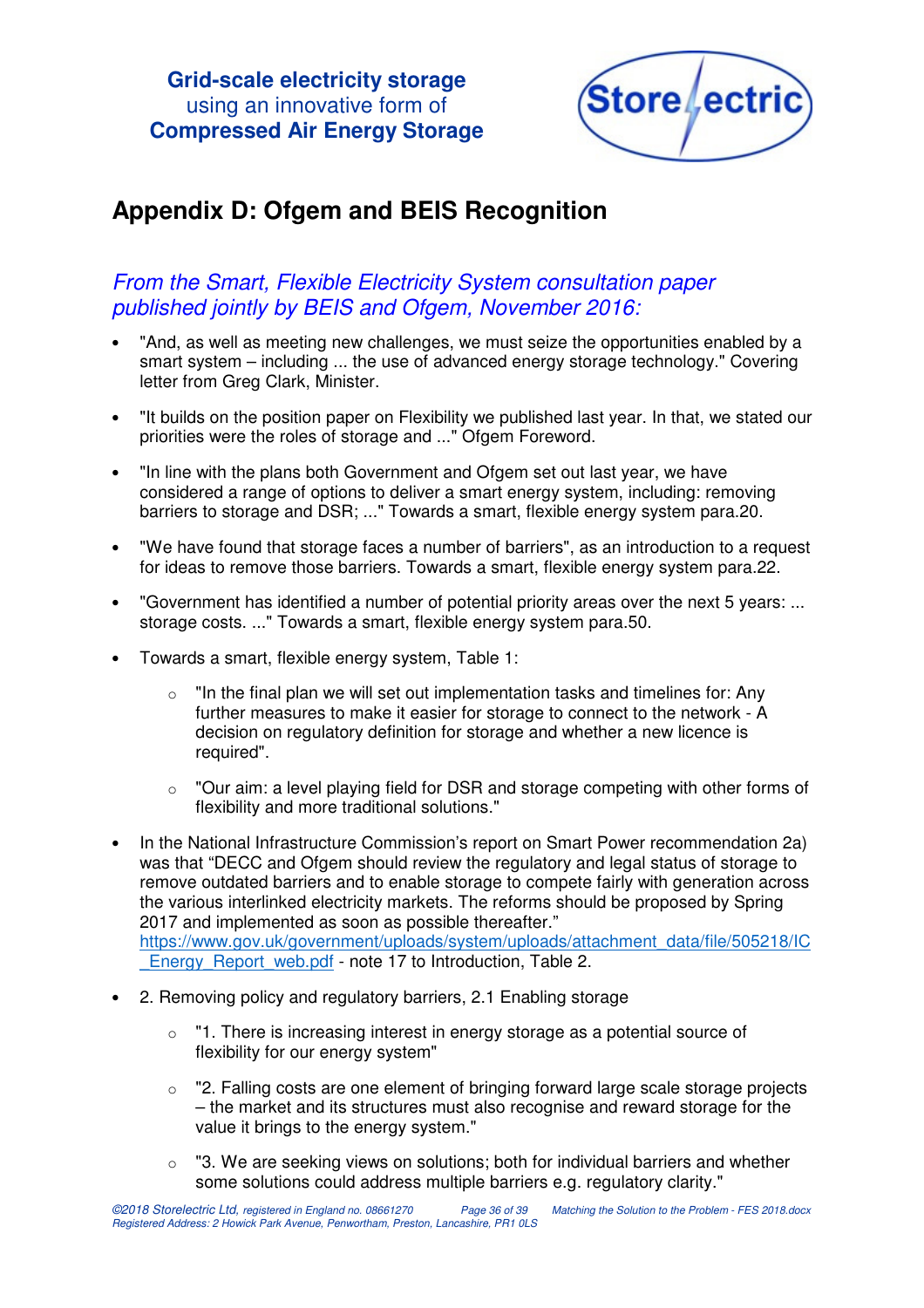# Appendix D: Ofgem and BEIS Recognition

*From the Smart, Flexible Electricity System consultation paper published jointly by BEIS and Ofgem, November 2016:*

- "And, as well as meeting new challenges, we must seize the opportunities enabled by a smart system – including ... the use of advanced energy storage technology." Covering letter from Greg Clark, Minister.
- "It builds on the position paper on Flexibility we published last year. In that, we stated our priorities were the roles of storage and ..." Ofgem Foreword.
- "In line with the plans both Government and Ofgem set out last year, we have considered a range of options to deliver a smart energy system, including: removing barriers to storage and DSR; ..." Towards a smart, flexible energy system para.20.
- "We have found that storage faces a number of barriers", as an introduction to a request for ideas to remove those barriers. Towards a smart, flexible energy system para.22.
- "Government has identified a number of potential priority areas over the next 5 years: ... storage costs. ..." Towards a smart, flexible energy system para.50.
- Towards a smart, flexible energy system, Table 1:
  - "In the final plan we will set out implementation tasks and timelines for: Any further measures to make it easier for storage to connect to the network - A decision on regulatory definition for storage and whether a new licence is required".
  - "Our aim: a level playing field for DSR and storage competing with other forms of flexibility and more traditional solutions."
- In the National Infrastructure Commission's report on Smart Power recommendation 2a) was that "DECC and Ofgem should review the regulatory and legal status of storage to remove outdated barriers and to enable storage to compete fairly with generation across the various interlinked electricity markets. The reforms should be proposed by Spring 2017 and implemented as soon as possible thereafter." https://www.gov.uk/government/uploads/system/uploads/attachment_data/file/505218/IC_Energy_Report_web.pdf - note 17 to Introduction, Table 2.
- 2. Removing policy and regulatory barriers, 2.1 Enabling storage
  - "1. There is increasing interest in energy storage as a potential source of flexibility for our energy system"
  - "2. Falling costs are one element of bringing forward large scale storage projects – the market and its structures must also recognise and reward storage for the value it brings to the energy system."
  - "3. We are seeking views on solutions; both for individual barriers and whether some solutions could address multiple barriers e.g. regulatory clarity."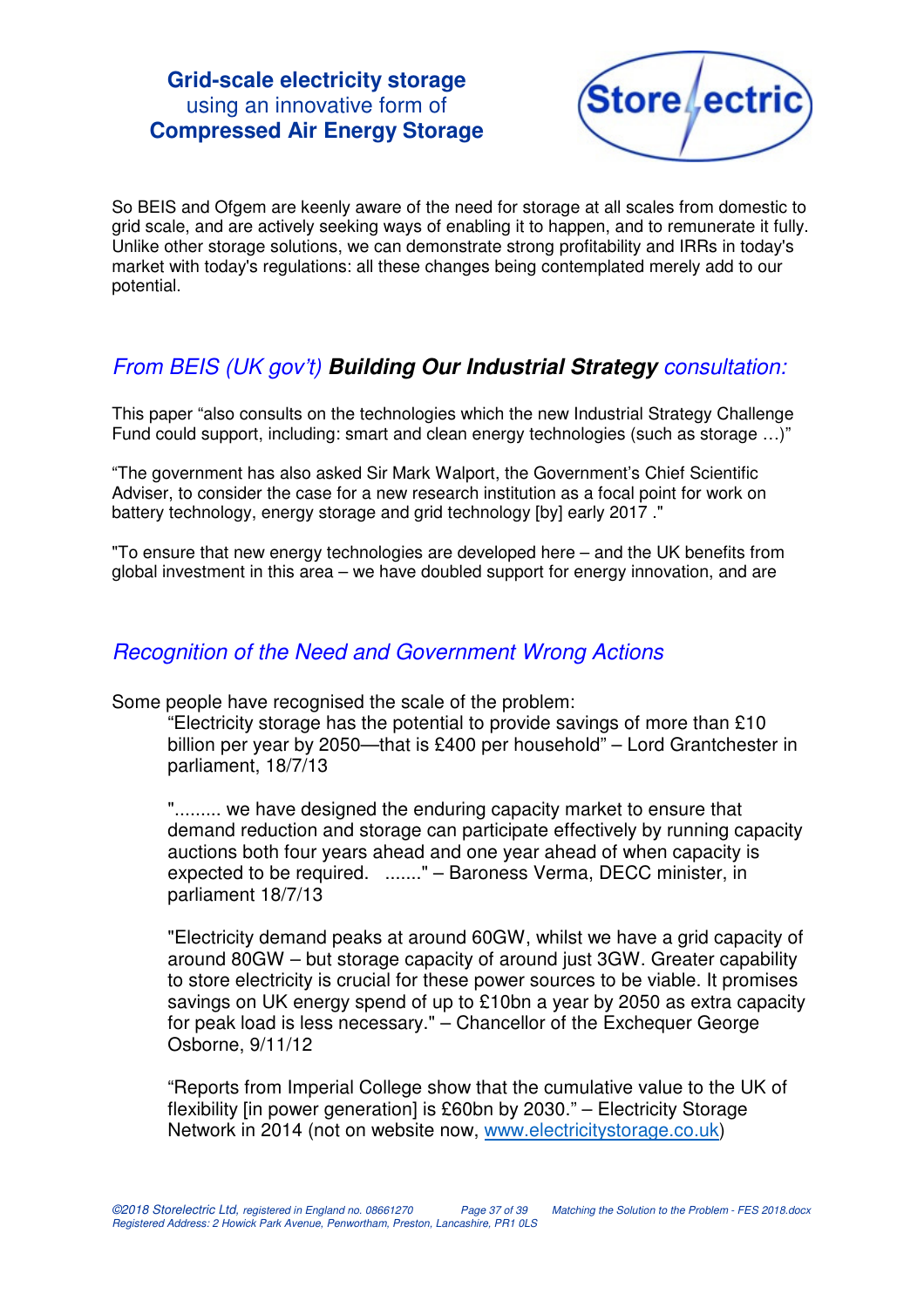So BEIS and Ofgem are keenly aware of the need for storage at all scales from domestic to grid scale, and are actively seeking ways of enabling it to happen, and to remunerate it fully. Unlike other storage solutions, we can demonstrate strong profitability and IRRs in today's market with today's regulations: all these changes being contemplated merely add to our potential.

## *From BEIS (UK gov't)* ***Building Our Industrial Strategy*** *consultation:*

This paper "also consults on the technologies which the new Industrial Strategy Challenge Fund could support, including: smart and clean energy technologies (such as storage …)"

"The government has also asked Sir Mark Walport, the Government's Chief Scientific Adviser, to consider the case for a new research institution as a focal point for work on battery technology, energy storage and grid technology [by] early 2017 ."

"To ensure that new energy technologies are developed here – and the UK benefits from global investment in this area – we have doubled support for energy innovation, and are

## *Recognition of the Need and Government Wrong Actions*

Some people have recognised the scale of the problem:

> "Electricity storage has the potential to provide savings of more than £10 billion per year by 2050—that is £400 per household" – Lord Grantchester in parliament, 18/7/13
>
> "......... we have designed the enduring capacity market to ensure that demand reduction and storage can participate effectively by running capacity auctions both four years ahead and one year ahead of when capacity is expected to be required. ......." – Baroness Verma, DECC minister, in parliament 18/7/13
>
> "Electricity demand peaks at around 60GW, whilst we have a grid capacity of around 80GW – but storage capacity of around just 3GW. Greater capability to store electricity is crucial for these power sources to be viable. It promises savings on UK energy spend of up to £10bn a year by 2050 as extra capacity for peak load is less necessary." – Chancellor of the Exchequer George Osborne, 9/11/12
>
> "Reports from Imperial College show that the cumulative value to the UK of flexibility [in power generation] is £60bn by 2030." – Electricity Storage Network in 2014 (not on website now, www.electricitystorage.co.uk)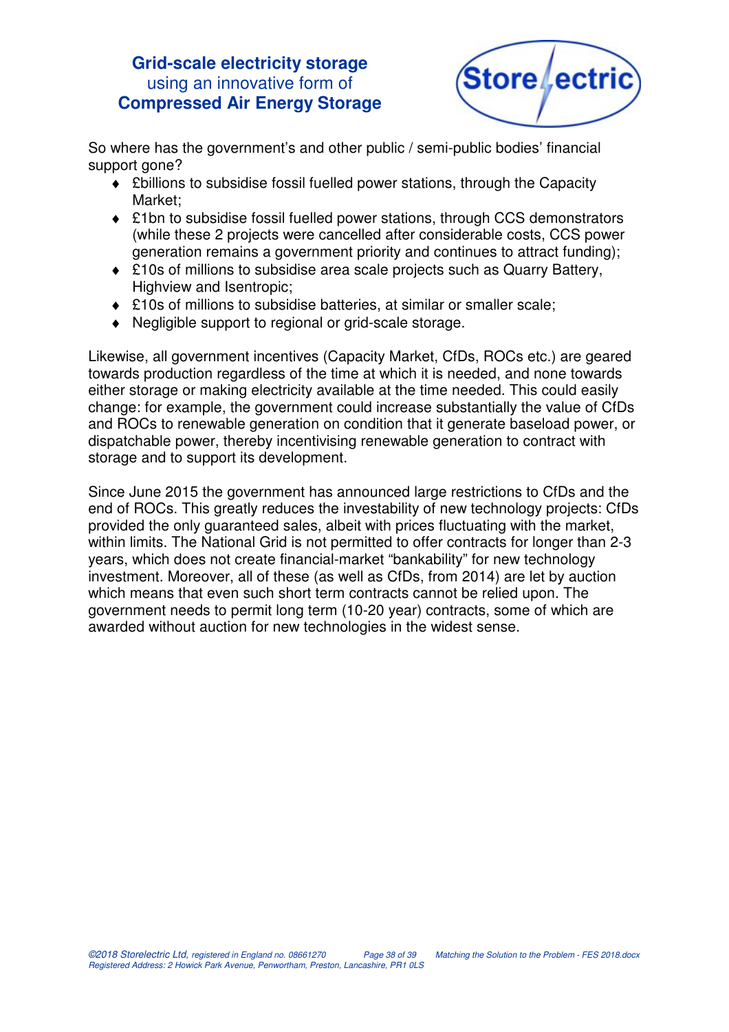So where has the government's and other public / semi-public bodies' financial support gone?

- £billions to subsidise fossil fuelled power stations, through the Capacity Market;
- £1bn to subsidise fossil fuelled power stations, through CCS demonstrators (while these 2 projects were cancelled after considerable costs, CCS power generation remains a government priority and continues to attract funding);
- £10s of millions to subsidise area scale projects such as Quarry Battery, Highview and Isentropic;
- £10s of millions to subsidise batteries, at similar or smaller scale;
- Negligible support to regional or grid-scale storage.

Likewise, all government incentives (Capacity Market, CfDs, ROCs etc.) are geared towards production regardless of the time at which it is needed, and none towards either storage or making electricity available at the time needed. This could easily change: for example, the government could increase substantially the value of CfDs and ROCs to renewable generation on condition that it generate baseload power, or dispatchable power, thereby incentivising renewable generation to contract with storage and to support its development.

Since June 2015 the government has announced large restrictions to CfDs and the end of ROCs. This greatly reduces the investability of new technology projects: CfDs provided the only guaranteed sales, albeit with prices fluctuating with the market, within limits. The National Grid is not permitted to offer contracts for longer than 2-3 years, which does not create financial-market "bankability" for new technology investment. Moreover, all of these (as well as CfDs, from 2014) are let by auction which means that even such short term contracts cannot be relied upon. The government needs to permit long term (10-20 year) contracts, some of which are awarded without auction for new technologies in the widest sense.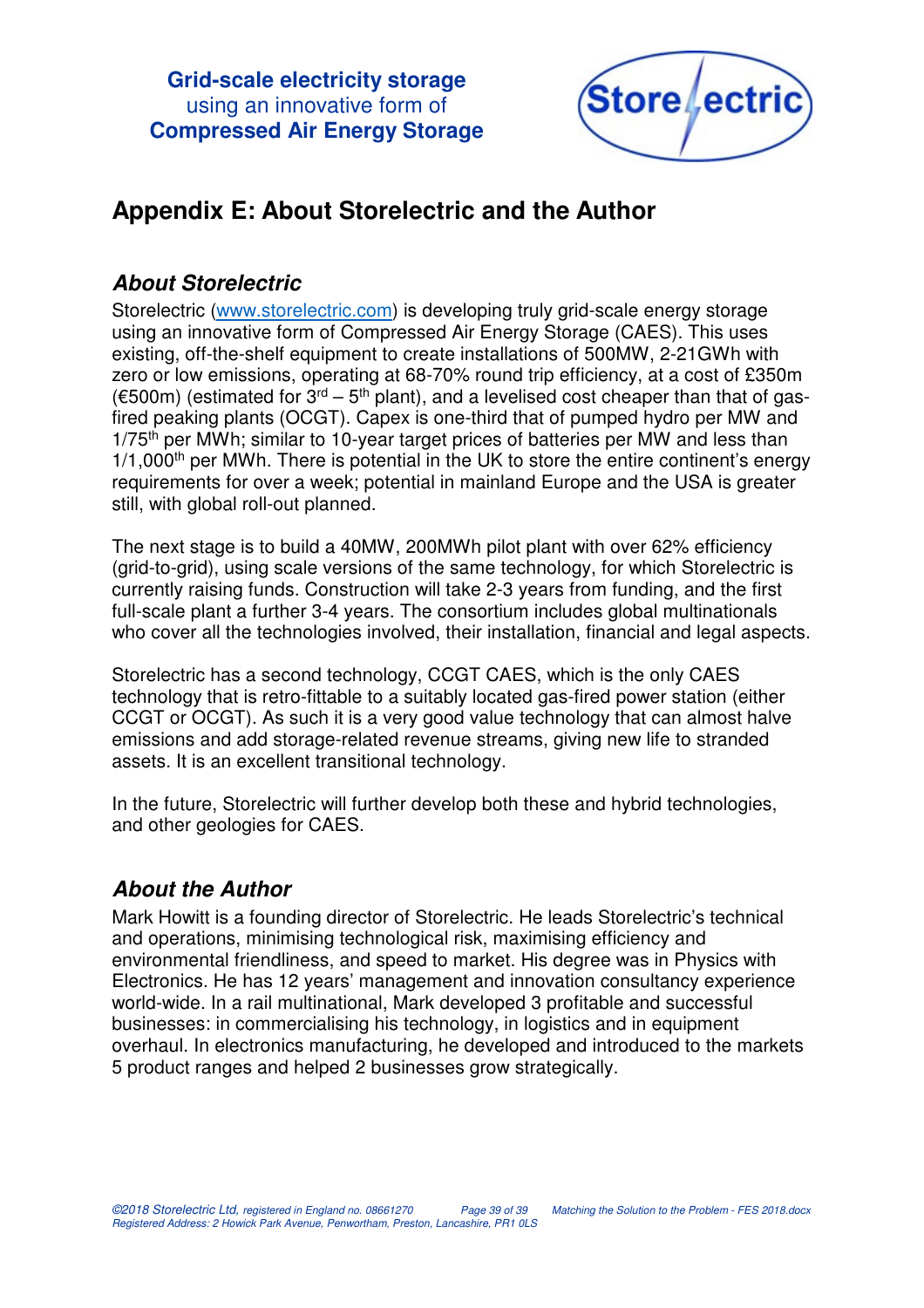# Appendix E: About Storelectric and the Author

## *About Storelectric*

Storelectric (www.storelectric.com) is developing truly grid-scale energy storage using an innovative form of Compressed Air Energy Storage (CAES). This uses existing, off-the-shelf equipment to create installations of 500MW, 2-21GWh with zero or low emissions, operating at 68-70% round trip efficiency, at a cost of £350m (€500m) (estimated for 3rd – 5th plant), and a levelised cost cheaper than that of gas-fired peaking plants (OCGT). Capex is one-third that of pumped hydro per MW and 1/75th per MWh; similar to 10-year target prices of batteries per MW and less than 1/1,000th per MWh. There is potential in the UK to store the entire continent's energy requirements for over a week; potential in mainland Europe and the USA is greater still, with global roll-out planned.

The next stage is to build a 40MW, 200MWh pilot plant with over 62% efficiency (grid-to-grid), using scale versions of the same technology, for which Storelectric is currently raising funds. Construction will take 2-3 years from funding, and the first full-scale plant a further 3-4 years. The consortium includes global multinationals who cover all the technologies involved, their installation, financial and legal aspects.

Storelectric has a second technology, CCGT CAES, which is the only CAES technology that is retro-fittable to a suitably located gas-fired power station (either CCGT or OCGT). As such it is a very good value technology that can almost halve emissions and add storage-related revenue streams, giving new life to stranded assets. It is an excellent transitional technology.

In the future, Storelectric will further develop both these and hybrid technologies, and other geologies for CAES.

## *About the Author*

Mark Howitt is a founding director of Storelectric. He leads Storelectric's technical and operations, minimising technological risk, maximising efficiency and environmental friendliness, and speed to market. His degree was in Physics with Electronics. He has 12 years' management and innovation consultancy experience world-wide. In a rail multinational, Mark developed 3 profitable and successful businesses: in commercialising his technology, in logistics and in equipment overhaul. In electronics manufacturing, he developed and introduced to the markets 5 product ranges and helped 2 businesses grow strategically.